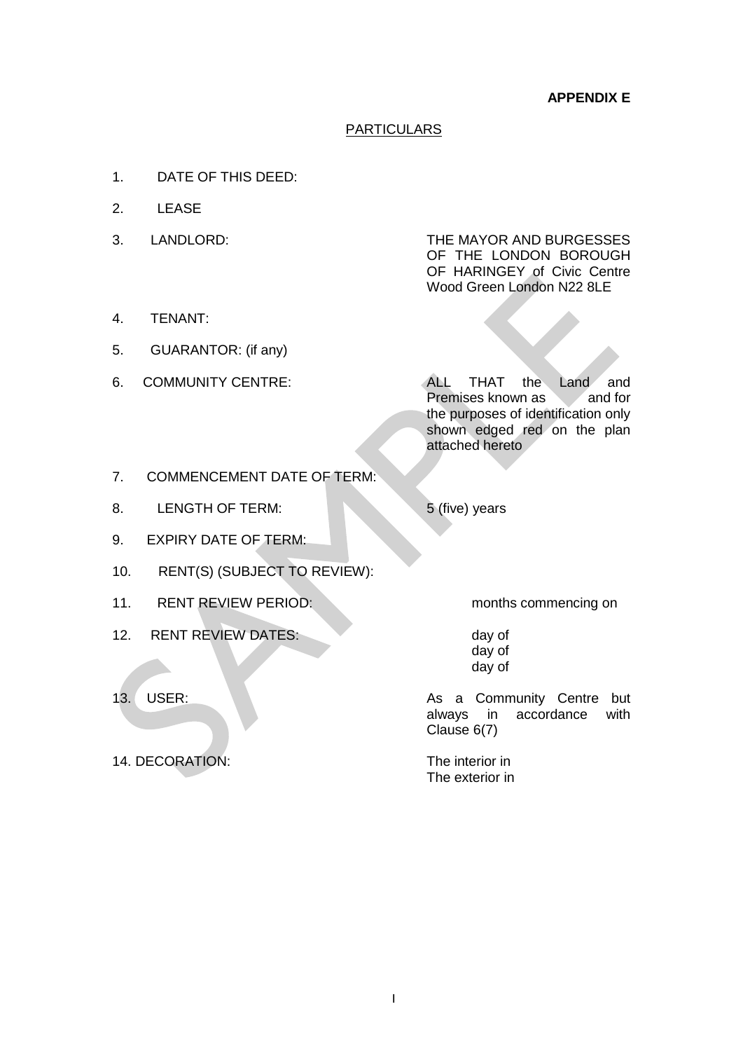**APPENDIX E**

## PARTICULARS

| | |
|---|---|
| 1. DATE OF THIS DEED: | |
| 2. LEASE | |
| 3. LANDLORD: | THE MAYOR AND BURGESSES OF THE LONDON BOROUGH OF HARINGEY of Civic Centre Wood Green London N22 8LE |
| 4. TENANT: | |
| 5. GUARANTOR: (if any) | |
| 6. COMMUNITY CENTRE: | ALL THAT the Land and Premises known as and for the purposes of identification only shown edged red on the plan attached hereto |
| 7. COMMENCEMENT DATE OF TERM: | |
| 8. LENGTH OF TERM: | 5 (five) years |
| 9. EXPIRY DATE OF TERM: | |
| 10. RENT(S) (SUBJECT TO REVIEW): | |
| 11. RENT REVIEW PERIOD: | months commencing on |
| 12. RENT REVIEW DATES: | day of<br>day of<br>day of |
| 13. USER: | As a Community Centre but always in accordance with Clause 6(7) |
| 14. DECORATION: | The interior in<br>The exterior in |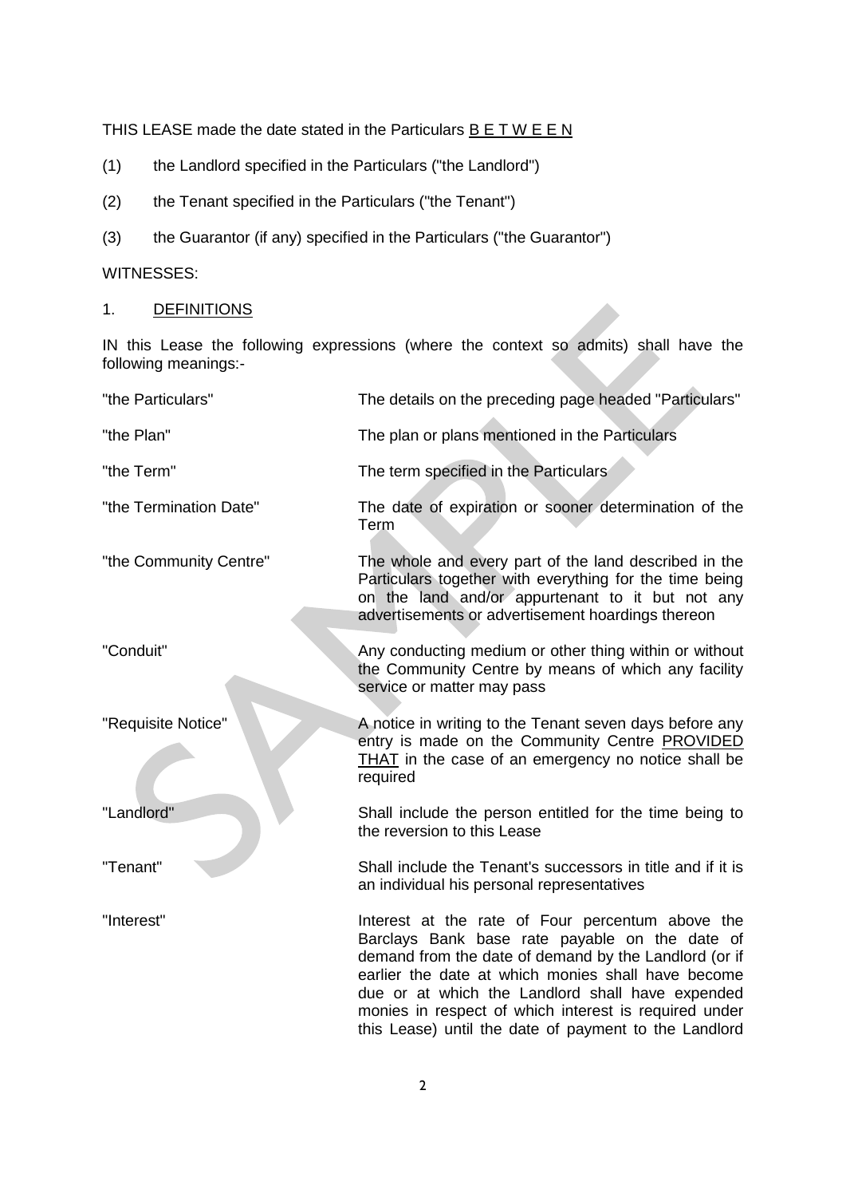THIS LEASE made the date stated in the Particulars <u>B E T W E E N</u>

(1) the Landlord specified in the Particulars ("the Landlord")

(2) the Tenant specified in the Particulars ("the Tenant")

(3) the Guarantor (if any) specified in the Particulars ("the Guarantor")

WITNESSES:

1. <u>DEFINITIONS</u>

IN this Lease the following expressions (where the context so admits) shall have the following meanings:-

| | |
|---|---|
| "the Particulars" | The details on the preceding page headed "Particulars" |
| "the Plan" | The plan or plans mentioned in the Particulars |
| "the Term" | The term specified in the Particulars |
| "the Termination Date" | The date of expiration or sooner determination of the Term |
| "the Community Centre" | The whole and every part of the land described in the Particulars together with everything for the time being on the land and/or appurtenant to it but not any advertisements or advertisement hoardings thereon |
| "Conduit" | Any conducting medium or other thing within or without the Community Centre by means of which any facility service or matter may pass |
| "Requisite Notice" | A notice in writing to the Tenant seven days before any entry is made on the Community Centre <u>PROVIDED THAT</u> in the case of an emergency no notice shall be required |
| "Landlord" | Shall include the person entitled for the time being to the reversion to this Lease |
| "Tenant" | Shall include the Tenant's successors in title and if it is an individual his personal representatives |
| "Interest" | Interest at the rate of Four percentum above the Barclays Bank base rate payable on the date of demand from the date of demand by the Landlord (or if earlier the date at which monies shall have become due or at which the Landlord shall have expended monies in respect of which interest is required under this Lease) until the date of payment to the Landlord |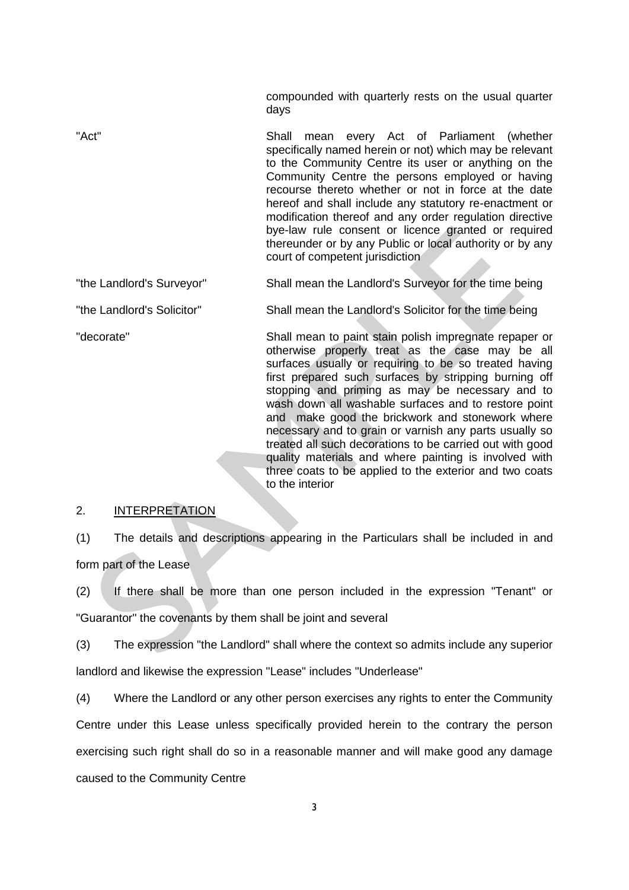compounded with quarterly rests on the usual quarter days

"Act" Shall mean every Act of Parliament (whether specifically named herein or not) which may be relevant to the Community Centre its user or anything on the Community Centre the persons employed or having recourse thereto whether or not in force at the date hereof and shall include any statutory re-enactment or modification thereof and any order regulation directive bye-law rule consent or licence granted or required thereunder or by any Public or local authority or by any court of competent jurisdiction

"the Landlord's Surveyor" Shall mean the Landlord's Surveyor for the time being

"the Landlord's Solicitor" Shall mean the Landlord's Solicitor for the time being

"decorate" Shall mean to paint stain polish impregnate repaper or otherwise properly treat as the case may be all surfaces usually or requiring to be so treated having first prepared such surfaces by stripping burning off stopping and priming as may be necessary and to wash down all washable surfaces and to restore point and make good the brickwork and stonework where necessary and to grain or varnish any parts usually so treated all such decorations to be carried out with good quality materials and where painting is involved with three coats to be applied to the exterior and two coats to the interior

2. INTERPRETATION

(1) The details and descriptions appearing in the Particulars shall be included in and form part of the Lease

(2) If there shall be more than one person included in the expression "Tenant" or "Guarantor" the covenants by them shall be joint and several

(3) The expression "the Landlord" shall where the context so admits include any superior landlord and likewise the expression "Lease" includes "Underlease"

(4) Where the Landlord or any other person exercises any rights to enter the Community Centre under this Lease unless specifically provided herein to the contrary the person exercising such right shall do so in a reasonable manner and will make good any damage caused to the Community Centre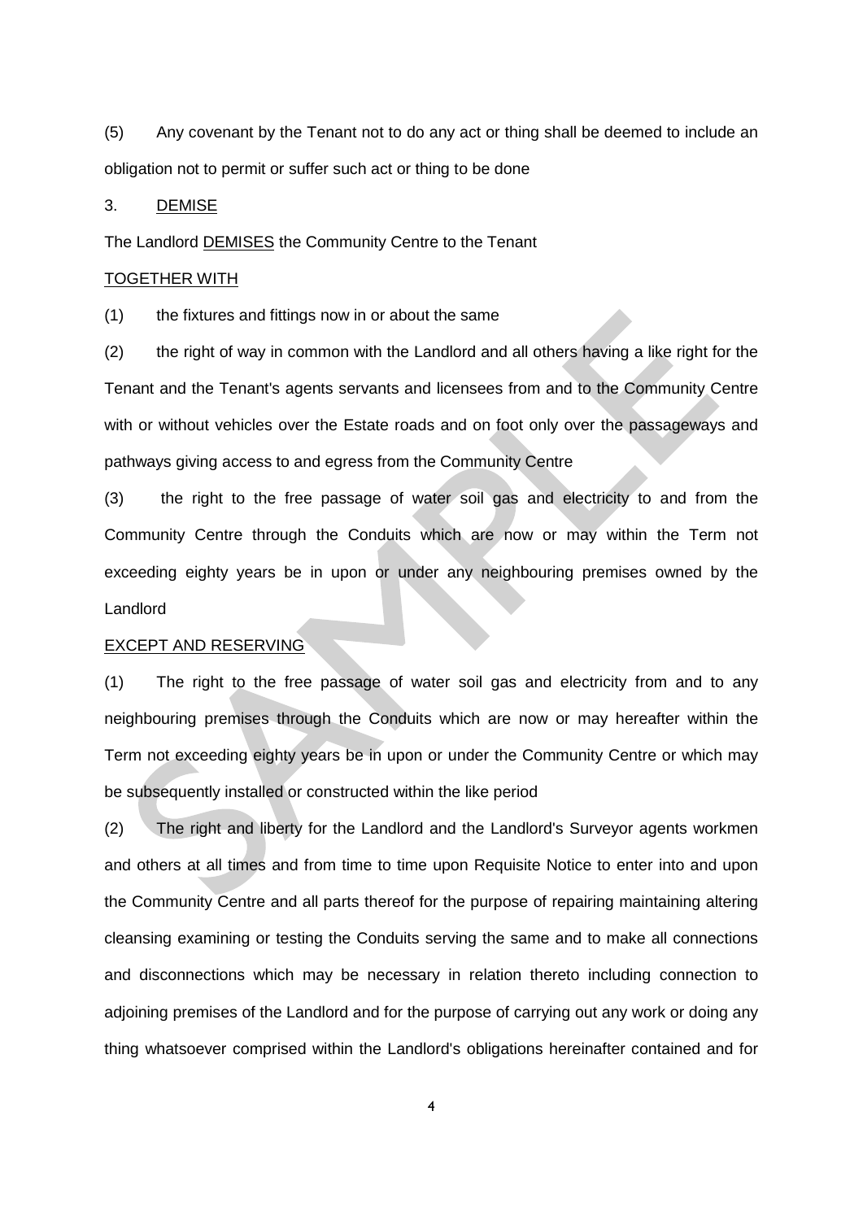(5) Any covenant by the Tenant not to do any act or thing shall be deemed to include an obligation not to permit or suffer such act or thing to be done

3. DEMISE

The Landlord DEMISES the Community Centre to the Tenant

TOGETHER WITH

(1) the fixtures and fittings now in or about the same

(2) the right of way in common with the Landlord and all others having a like right for the Tenant and the Tenant's agents servants and licensees from and to the Community Centre with or without vehicles over the Estate roads and on foot only over the passageways and pathways giving access to and egress from the Community Centre

(3) the right to the free passage of water soil gas and electricity to and from the Community Centre through the Conduits which are now or may within the Term not exceeding eighty years be in upon or under any neighbouring premises owned by the Landlord

EXCEPT AND RESERVING

(1) The right to the free passage of water soil gas and electricity from and to any neighbouring premises through the Conduits which are now or may hereafter within the Term not exceeding eighty years be in upon or under the Community Centre or which may be subsequently installed or constructed within the like period

(2) The right and liberty for the Landlord and the Landlord's Surveyor agents workmen and others at all times and from time to time upon Requisite Notice to enter into and upon the Community Centre and all parts thereof for the purpose of repairing maintaining altering cleansing examining or testing the Conduits serving the same and to make all connections and disconnections which may be necessary in relation thereto including connection to adjoining premises of the Landlord and for the purpose of carrying out any work or doing any thing whatsoever comprised within the Landlord's obligations hereinafter contained and for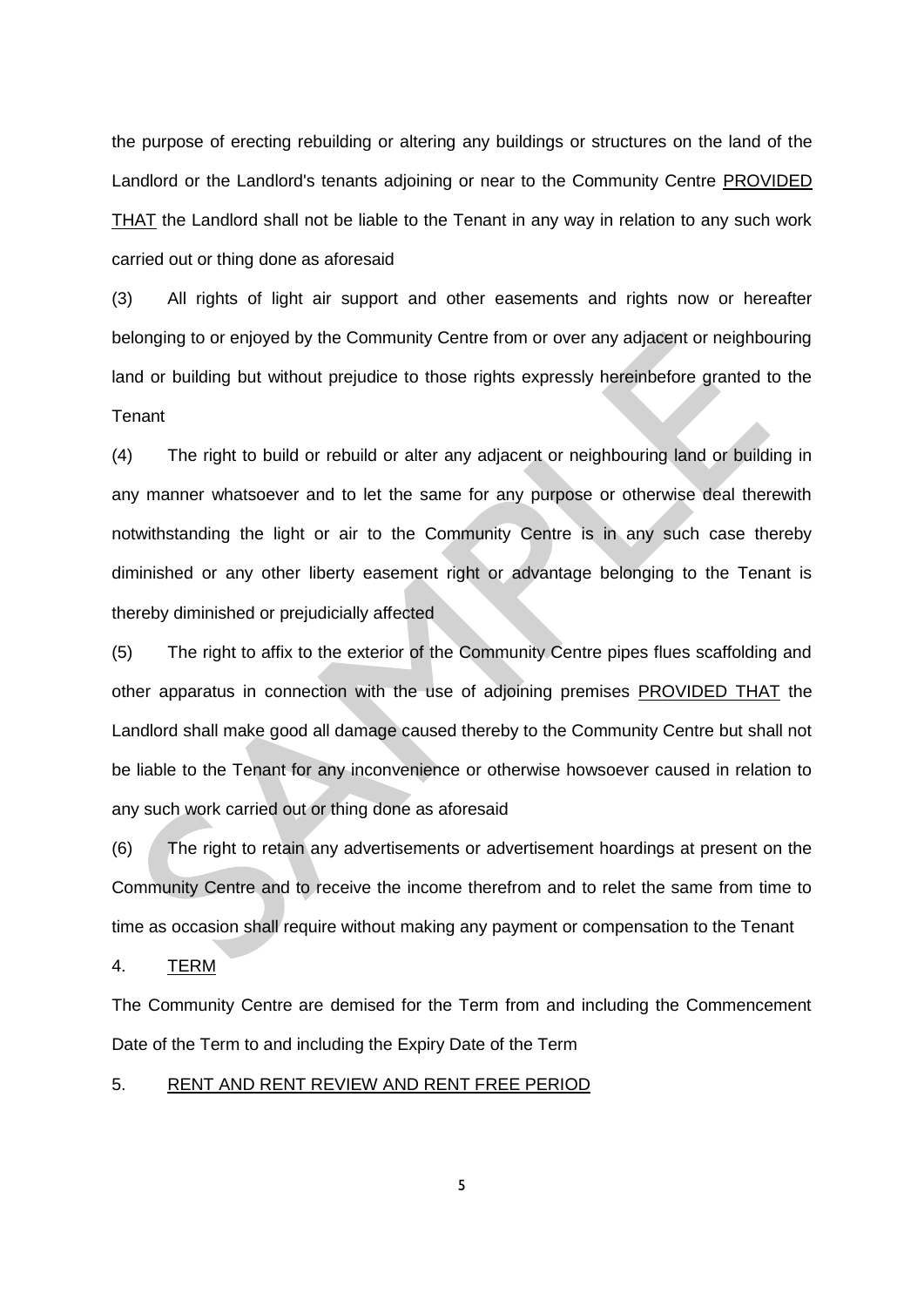the purpose of erecting rebuilding or altering any buildings or structures on the land of the Landlord or the Landlord's tenants adjoining or near to the Community Centre <u>PROVIDED THAT</u> the Landlord shall not be liable to the Tenant in any way in relation to any such work carried out or thing done as aforesaid

(3) All rights of light air support and other easements and rights now or hereafter belonging to or enjoyed by the Community Centre from or over any adjacent or neighbouring land or building but without prejudice to those rights expressly hereinbefore granted to the Tenant

(4) The right to build or rebuild or alter any adjacent or neighbouring land or building in any manner whatsoever and to let the same for any purpose or otherwise deal therewith notwithstanding the light or air to the Community Centre is in any such case thereby diminished or any other liberty easement right or advantage belonging to the Tenant is thereby diminished or prejudicially affected

(5) The right to affix to the exterior of the Community Centre pipes flues scaffolding and other apparatus in connection with the use of adjoining premises <u>PROVIDED THAT</u> the Landlord shall make good all damage caused thereby to the Community Centre but shall not be liable to the Tenant for any inconvenience or otherwise howsoever caused in relation to any such work carried out or thing done as aforesaid

(6) The right to retain any advertisements or advertisement hoardings at present on the Community Centre and to receive the income therefrom and to relet the same from time to time as occasion shall require without making any payment or compensation to the Tenant

4. <u>TERM</u>

The Community Centre are demised for the Term from and including the Commencement Date of the Term to and including the Expiry Date of the Term

5. <u>RENT AND RENT REVIEW AND RENT FREE PERIOD</u>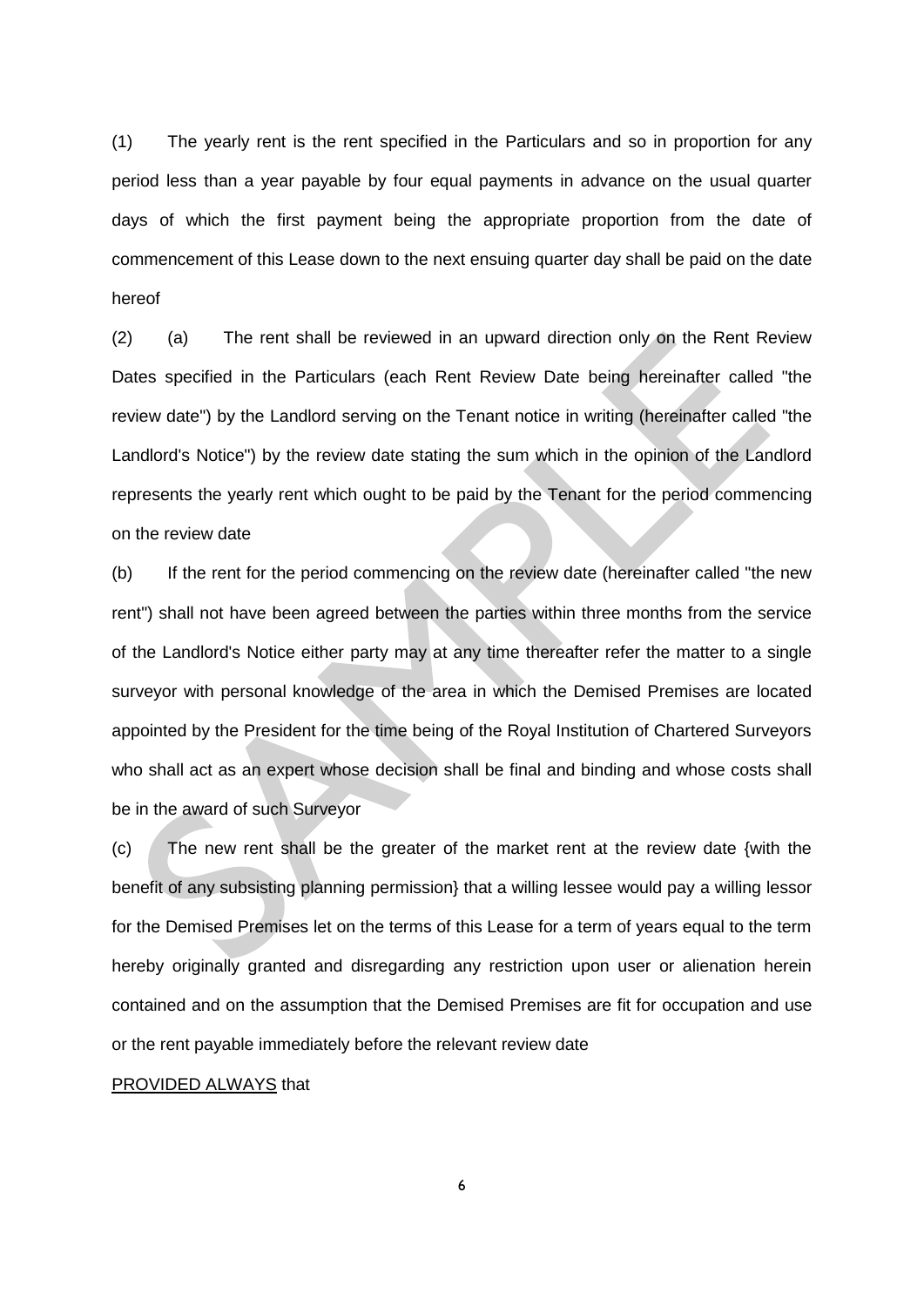(1) The yearly rent is the rent specified in the Particulars and so in proportion for any period less than a year payable by four equal payments in advance on the usual quarter days of which the first payment being the appropriate proportion from the date of commencement of this Lease down to the next ensuing quarter day shall be paid on the date hereof

(2) (a) The rent shall be reviewed in an upward direction only on the Rent Review Dates specified in the Particulars (each Rent Review Date being hereinafter called "the review date") by the Landlord serving on the Tenant notice in writing (hereinafter called "the Landlord's Notice") by the review date stating the sum which in the opinion of the Landlord represents the yearly rent which ought to be paid by the Tenant for the period commencing on the review date

(b) If the rent for the period commencing on the review date (hereinafter called "the new rent") shall not have been agreed between the parties within three months from the service of the Landlord's Notice either party may at any time thereafter refer the matter to a single surveyor with personal knowledge of the area in which the Demised Premises are located appointed by the President for the time being of the Royal Institution of Chartered Surveyors who shall act as an expert whose decision shall be final and binding and whose costs shall be in the award of such Surveyor

(c) The new rent shall be the greater of the market rent at the review date {with the benefit of any subsisting planning permission} that a willing lessee would pay a willing lessor for the Demised Premises let on the terms of this Lease for a term of years equal to the term hereby originally granted and disregarding any restriction upon user or alienation herein contained and on the assumption that the Demised Premises are fit for occupation and use or the rent payable immediately before the relevant review date

<u>PROVIDED ALWAYS</u> that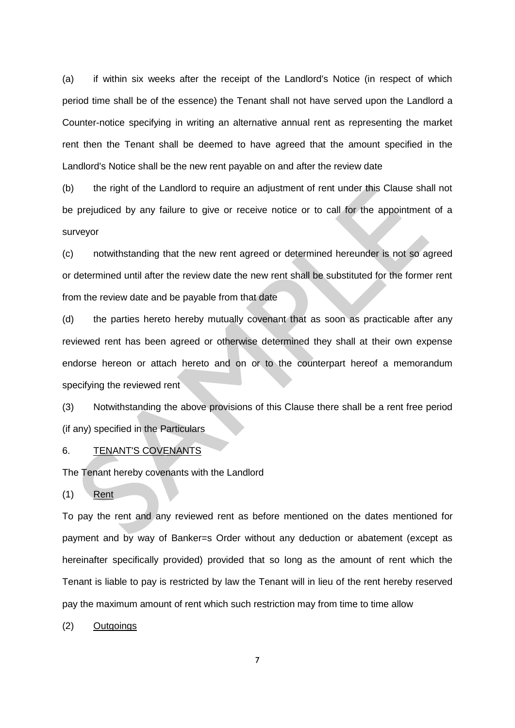(a) if within six weeks after the receipt of the Landlord's Notice (in respect of which period time shall be of the essence) the Tenant shall not have served upon the Landlord a Counter-notice specifying in writing an alternative annual rent as representing the market rent then the Tenant shall be deemed to have agreed that the amount specified in the Landlord's Notice shall be the new rent payable on and after the review date

(b) the right of the Landlord to require an adjustment of rent under this Clause shall not be prejudiced by any failure to give or receive notice or to call for the appointment of a surveyor

(c) notwithstanding that the new rent agreed or determined hereunder is not so agreed or determined until after the review date the new rent shall be substituted for the former rent from the review date and be payable from that date

(d) the parties hereto hereby mutually covenant that as soon as practicable after any reviewed rent has been agreed or otherwise determined they shall at their own expense endorse hereon or attach hereto and on or to the counterpart hereof a memorandum specifying the reviewed rent

(3) Notwithstanding the above provisions of this Clause there shall be a rent free period (if any) specified in the Particulars

6. <u>TENANT'S COVENANTS</u>

The Tenant hereby covenants with the Landlord

(1) <u>Rent</u>

To pay the rent and any reviewed rent as before mentioned on the dates mentioned for payment and by way of Banker=s Order without any deduction or abatement (except as hereinafter specifically provided) provided that so long as the amount of rent which the Tenant is liable to pay is restricted by law the Tenant will in lieu of the rent hereby reserved pay the maximum amount of rent which such restriction may from time to time allow

(2) <u>Outgoings</u>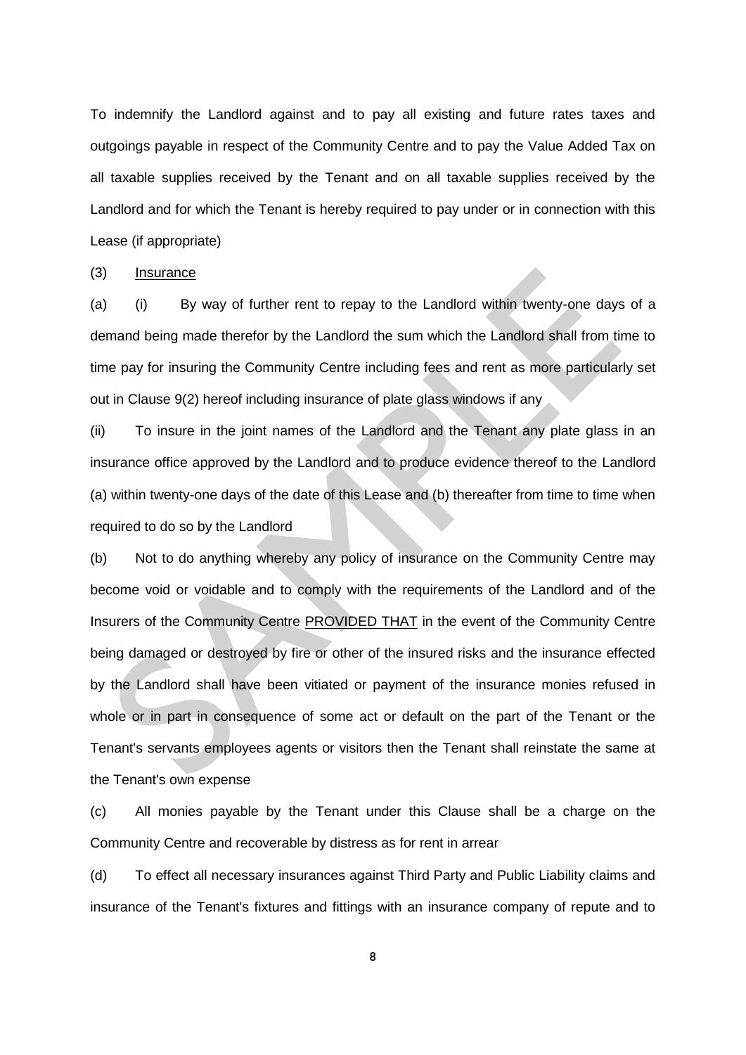To indemnify the Landlord against and to pay all existing and future rates taxes and outgoings payable in respect of the Community Centre and to pay the Value Added Tax on all taxable supplies received by the Tenant and on all taxable supplies received by the Landlord and for which the Tenant is hereby required to pay under or in connection with this Lease (if appropriate)

(3) Insurance

(a) (i) By way of further rent to repay to the Landlord within twenty-one days of a demand being made therefor by the Landlord the sum which the Landlord shall from time to time pay for insuring the Community Centre including fees and rent as more particularly set out in Clause 9(2) hereof including insurance of plate glass windows if any

(ii) To insure in the joint names of the Landlord and the Tenant any plate glass in an insurance office approved by the Landlord and to produce evidence thereof to the Landlord (a) within twenty-one days of the date of this Lease and (b) thereafter from time to time when required to do so by the Landlord

(b) Not to do anything whereby any policy of insurance on the Community Centre may become void or voidable and to comply with the requirements of the Landlord and of the Insurers of the Community Centre PROVIDED THAT in the event of the Community Centre being damaged or destroyed by fire or other of the insured risks and the insurance effected by the Landlord shall have been vitiated or payment of the insurance monies refused in whole or in part in consequence of some act or default on the part of the Tenant or the Tenant's servants employees agents or visitors then the Tenant shall reinstate the same at the Tenant's own expense

(c) All monies payable by the Tenant under this Clause shall be a charge on the Community Centre and recoverable by distress as for rent in arrear

(d) To effect all necessary insurances against Third Party and Public Liability claims and insurance of the Tenant's fixtures and fittings with an insurance company of repute and to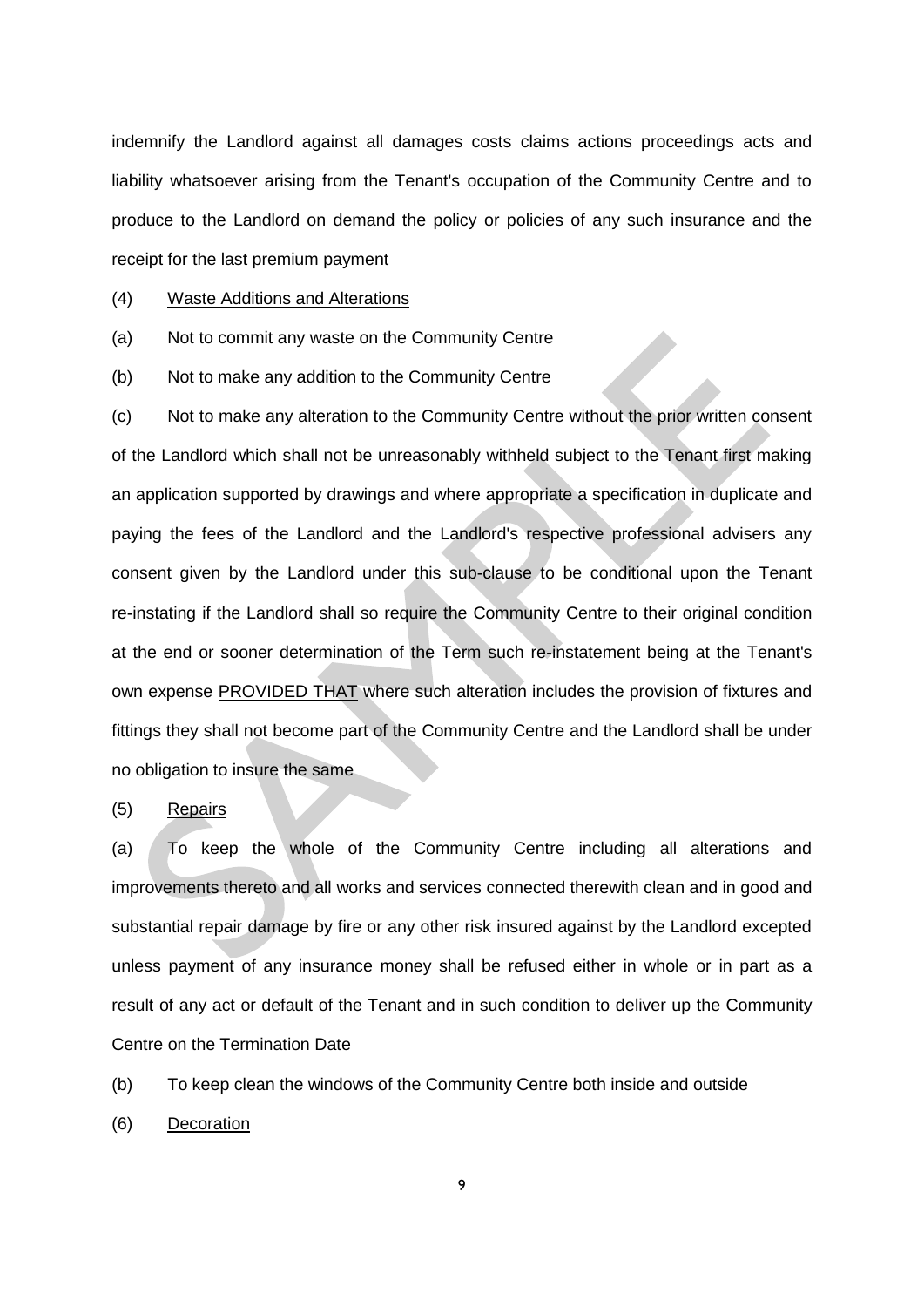indemnify the Landlord against all damages costs claims actions proceedings acts and liability whatsoever arising from the Tenant's occupation of the Community Centre and to produce to the Landlord on demand the policy or policies of any such insurance and the receipt for the last premium payment

(4) Waste Additions and Alterations

(a) Not to commit any waste on the Community Centre

(b) Not to make any addition to the Community Centre

(c) Not to make any alteration to the Community Centre without the prior written consent of the Landlord which shall not be unreasonably withheld subject to the Tenant first making an application supported by drawings and where appropriate a specification in duplicate and paying the fees of the Landlord and the Landlord's respective professional advisers any consent given by the Landlord under this sub-clause to be conditional upon the Tenant re-instating if the Landlord shall so require the Community Centre to their original condition at the end or sooner determination of the Term such re-instatement being at the Tenant's own expense PROVIDED THAT where such alteration includes the provision of fixtures and fittings they shall not become part of the Community Centre and the Landlord shall be under no obligation to insure the same

(5) Repairs

(a) To keep the whole of the Community Centre including all alterations and improvements thereto and all works and services connected therewith clean and in good and substantial repair damage by fire or any other risk insured against by the Landlord excepted unless payment of any insurance money shall be refused either in whole or in part as a result of any act or default of the Tenant and in such condition to deliver up the Community Centre on the Termination Date

(b) To keep clean the windows of the Community Centre both inside and outside

(6) Decoration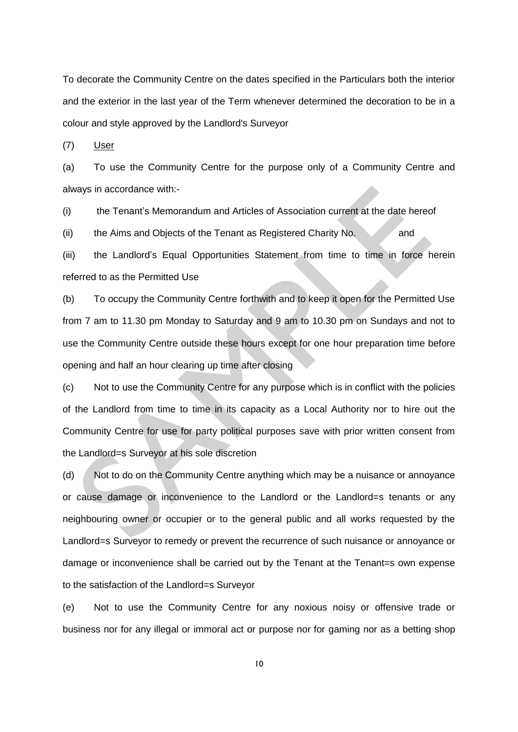To decorate the Community Centre on the dates specified in the Particulars both the interior and the exterior in the last year of the Term whenever determined the decoration to be in a colour and style approved by the Landlord's Surveyor

(7) User

(a) To use the Community Centre for the purpose only of a Community Centre and always in accordance with:-

(i) the Tenant's Memorandum and Articles of Association current at the date hereof

(ii) the Aims and Objects of the Tenant as Registered Charity No. and

(iii) the Landlord's Equal Opportunities Statement from time to time in force herein referred to as the Permitted Use

(b) To occupy the Community Centre forthwith and to keep it open for the Permitted Use from 7 am to 11.30 pm Monday to Saturday and 9 am to 10.30 pm on Sundays and not to use the Community Centre outside these hours except for one hour preparation time before opening and half an hour clearing up time after closing

(c) Not to use the Community Centre for any purpose which is in conflict with the policies of the Landlord from time to time in its capacity as a Local Authority nor to hire out the Community Centre for use for party political purposes save with prior written consent from the Landlord=s Surveyor at his sole discretion

(d) Not to do on the Community Centre anything which may be a nuisance or annoyance or cause damage or inconvenience to the Landlord or the Landlord=s tenants or any neighbouring owner or occupier or to the general public and all works requested by the Landlord=s Surveyor to remedy or prevent the recurrence of such nuisance or annoyance or damage or inconvenience shall be carried out by the Tenant at the Tenant=s own expense to the satisfaction of the Landlord=s Surveyor

(e) Not to use the Community Centre for any noxious noisy or offensive trade or business nor for any illegal or immoral act or purpose nor for gaming nor as a betting shop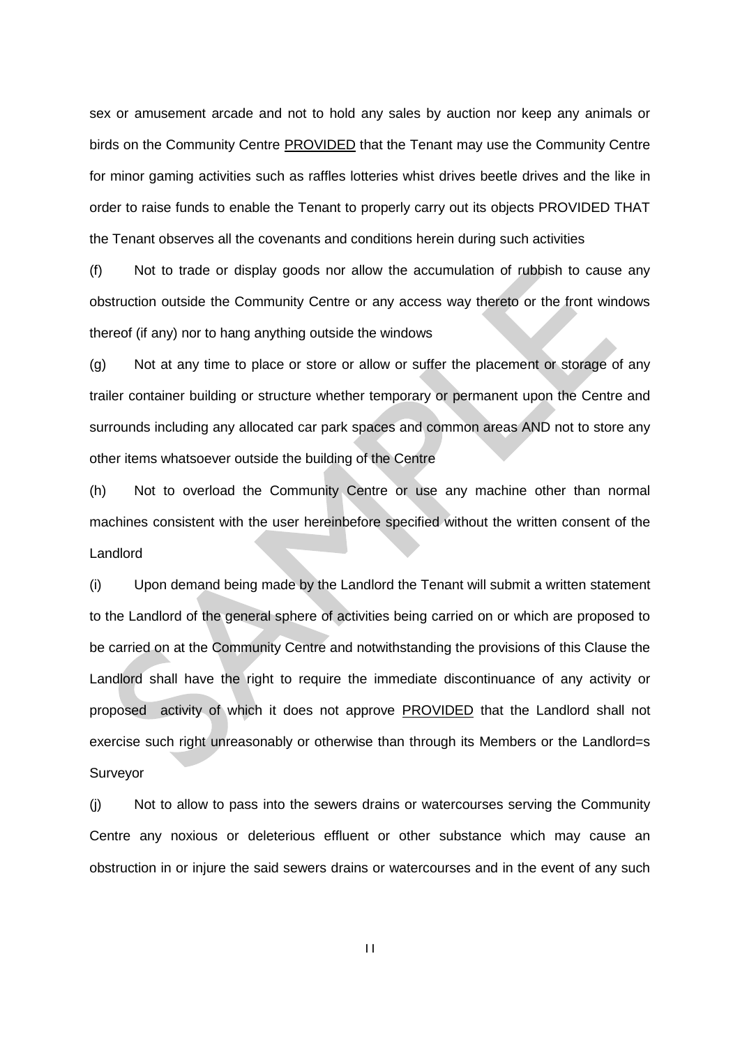sex or amusement arcade and not to hold any sales by auction nor keep any animals or birds on the Community Centre PROVIDED that the Tenant may use the Community Centre for minor gaming activities such as raffles lotteries whist drives beetle drives and the like in order to raise funds to enable the Tenant to properly carry out its objects PROVIDED THAT the Tenant observes all the covenants and conditions herein during such activities

(f) Not to trade or display goods nor allow the accumulation of rubbish to cause any obstruction outside the Community Centre or any access way thereto or the front windows thereof (if any) nor to hang anything outside the windows

(g) Not at any time to place or store or allow or suffer the placement or storage of any trailer container building or structure whether temporary or permanent upon the Centre and surrounds including any allocated car park spaces and common areas AND not to store any other items whatsoever outside the building of the Centre

(h) Not to overload the Community Centre or use any machine other than normal machines consistent with the user hereinbefore specified without the written consent of the Landlord

(i) Upon demand being made by the Landlord the Tenant will submit a written statement to the Landlord of the general sphere of activities being carried on or which are proposed to be carried on at the Community Centre and notwithstanding the provisions of this Clause the Landlord shall have the right to require the immediate discontinuance of any activity or proposed activity of which it does not approve PROVIDED that the Landlord shall not exercise such right unreasonably or otherwise than through its Members or the Landlord=s Surveyor

(j) Not to allow to pass into the sewers drains or watercourses serving the Community Centre any noxious or deleterious effluent or other substance which may cause an obstruction in or injure the said sewers drains or watercourses and in the event of any such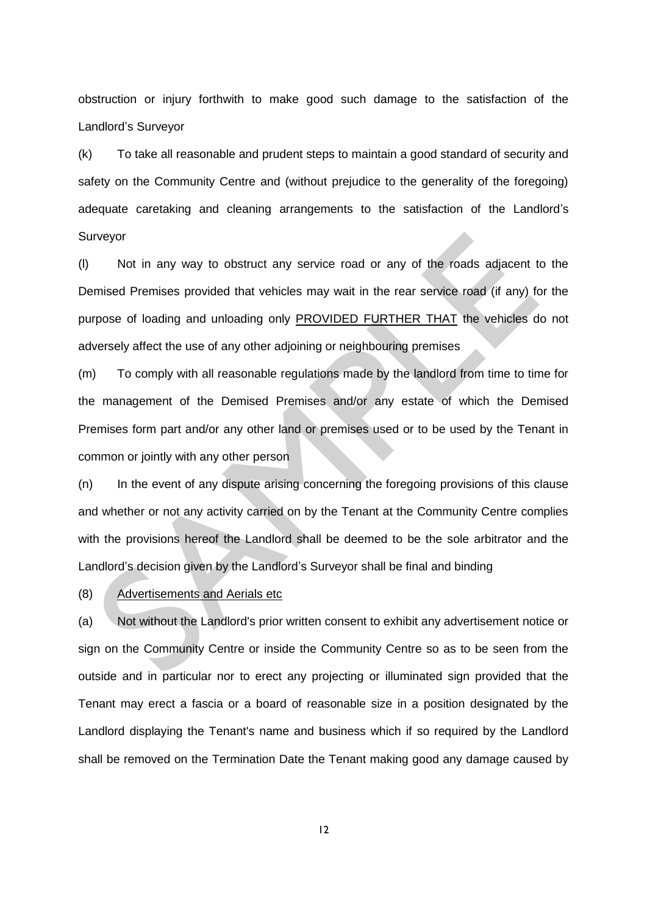obstruction or injury forthwith to make good such damage to the satisfaction of the Landlord's Surveyor

(k) To take all reasonable and prudent steps to maintain a good standard of security and safety on the Community Centre and (without prejudice to the generality of the foregoing) adequate caretaking and cleaning arrangements to the satisfaction of the Landlord's Surveyor

(l) Not in any way to obstruct any service road or any of the roads adjacent to the Demised Premises provided that vehicles may wait in the rear service road (if any) for the purpose of loading and unloading only <u>PROVIDED FURTHER THAT</u> the vehicles do not adversely affect the use of any other adjoining or neighbouring premises

(m) To comply with all reasonable regulations made by the landlord from time to time for the management of the Demised Premises and/or any estate of which the Demised Premises form part and/or any other land or premises used or to be used by the Tenant in common or jointly with any other person

(n) In the event of any dispute arising concerning the foregoing provisions of this clause and whether or not any activity carried on by the Tenant at the Community Centre complies with the provisions hereof the Landlord shall be deemed to be the sole arbitrator and the Landlord's decision given by the Landlord's Surveyor shall be final and binding

(8) <u>Advertisements and Aerials etc</u>

(a) Not without the Landlord's prior written consent to exhibit any advertisement notice or sign on the Community Centre or inside the Community Centre so as to be seen from the outside and in particular nor to erect any projecting or illuminated sign provided that the Tenant may erect a fascia or a board of reasonable size in a position designated by the Landlord displaying the Tenant's name and business which if so required by the Landlord shall be removed on the Termination Date the Tenant making good any damage caused by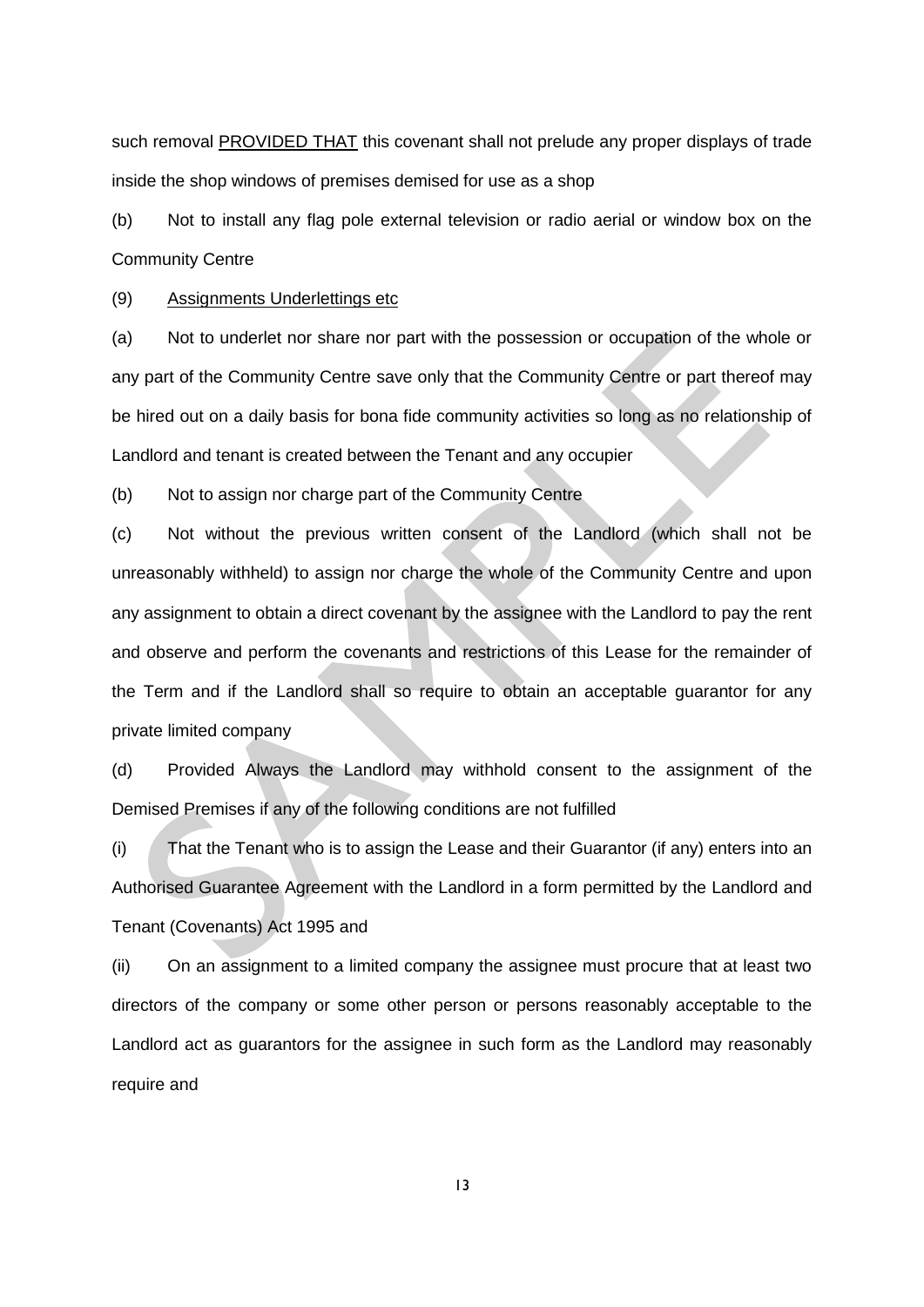such removal <u>PROVIDED THAT</u> this covenant shall not prelude any proper displays of trade inside the shop windows of premises demised for use as a shop

(b) Not to install any flag pole external television or radio aerial or window box on the Community Centre

(9) <u>Assignments Underlettings etc</u>

(a) Not to underlet nor share nor part with the possession or occupation of the whole or any part of the Community Centre save only that the Community Centre or part thereof may be hired out on a daily basis for bona fide community activities so long as no relationship of Landlord and tenant is created between the Tenant and any occupier

(b) Not to assign nor charge part of the Community Centre

(c) Not without the previous written consent of the Landlord (which shall not be unreasonably withheld) to assign nor charge the whole of the Community Centre and upon any assignment to obtain a direct covenant by the assignee with the Landlord to pay the rent and observe and perform the covenants and restrictions of this Lease for the remainder of the Term and if the Landlord shall so require to obtain an acceptable guarantor for any private limited company

(d) Provided Always the Landlord may withhold consent to the assignment of the Demised Premises if any of the following conditions are not fulfilled

(i) That the Tenant who is to assign the Lease and their Guarantor (if any) enters into an Authorised Guarantee Agreement with the Landlord in a form permitted by the Landlord and Tenant (Covenants) Act 1995 and

(ii) On an assignment to a limited company the assignee must procure that at least two directors of the company or some other person or persons reasonably acceptable to the Landlord act as guarantors for the assignee in such form as the Landlord may reasonably require and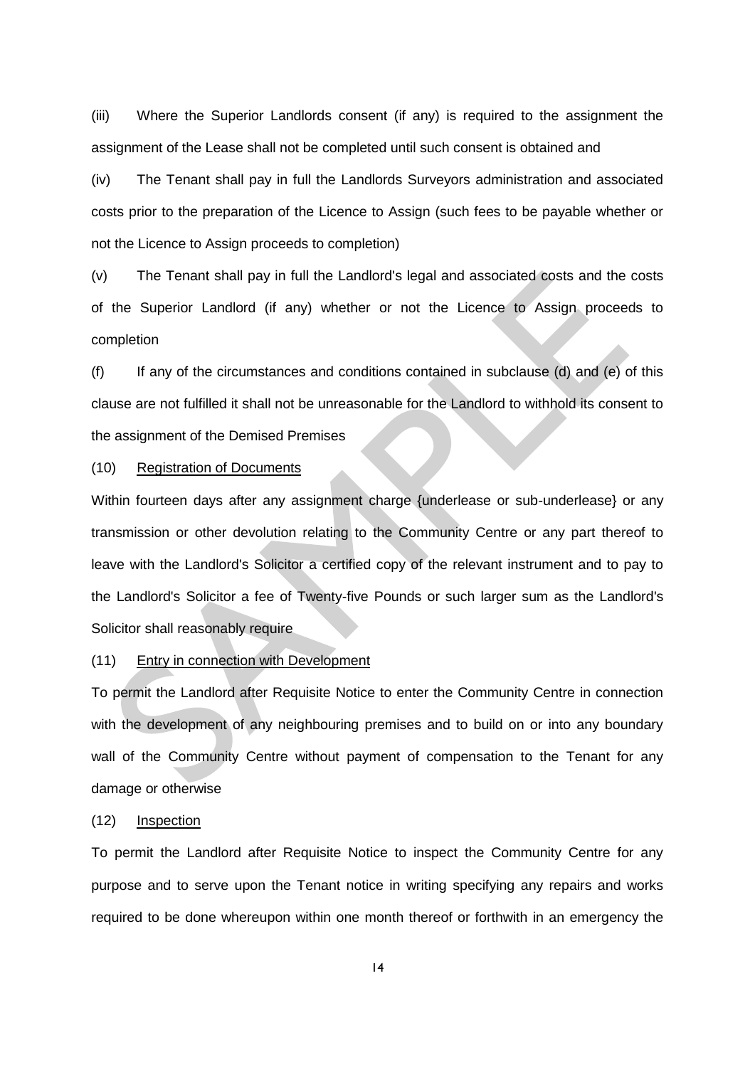(iii) Where the Superior Landlords consent (if any) is required to the assignment the assignment of the Lease shall not be completed until such consent is obtained and

(iv) The Tenant shall pay in full the Landlords Surveyors administration and associated costs prior to the preparation of the Licence to Assign (such fees to be payable whether or not the Licence to Assign proceeds to completion)

(v) The Tenant shall pay in full the Landlord's legal and associated costs and the costs of the Superior Landlord (if any) whether or not the Licence to Assign proceeds to completion

(f) If any of the circumstances and conditions contained in subclause (d) and (e) of this clause are not fulfilled it shall not be unreasonable for the Landlord to withhold its consent to the assignment of the Demised Premises

(10) Registration of Documents

Within fourteen days after any assignment charge {underlease or sub-underlease} or any transmission or other devolution relating to the Community Centre or any part thereof to leave with the Landlord's Solicitor a certified copy of the relevant instrument and to pay to the Landlord's Solicitor a fee of Twenty-five Pounds or such larger sum as the Landlord's Solicitor shall reasonably require

(11) Entry in connection with Development

To permit the Landlord after Requisite Notice to enter the Community Centre in connection with the development of any neighbouring premises and to build on or into any boundary wall of the Community Centre without payment of compensation to the Tenant for any damage or otherwise

(12) Inspection

To permit the Landlord after Requisite Notice to inspect the Community Centre for any purpose and to serve upon the Tenant notice in writing specifying any repairs and works required to be done whereupon within one month thereof or forthwith in an emergency the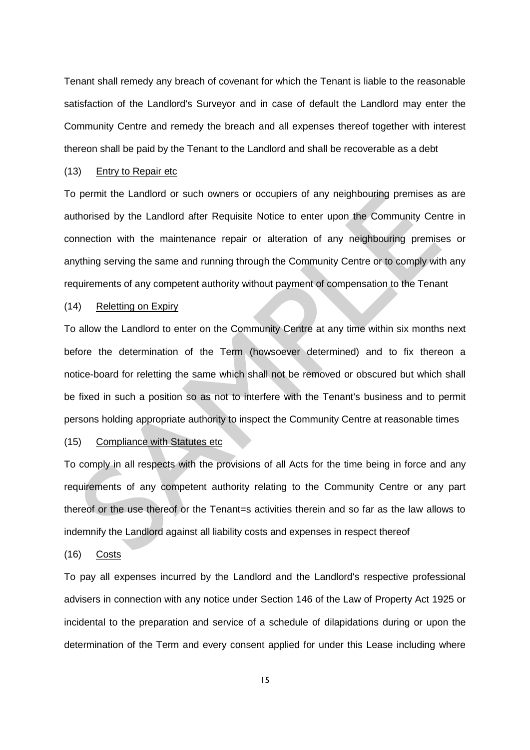Tenant shall remedy any breach of covenant for which the Tenant is liable to the reasonable satisfaction of the Landlord's Surveyor and in case of default the Landlord may enter the Community Centre and remedy the breach and all expenses thereof together with interest thereon shall be paid by the Tenant to the Landlord and shall be recoverable as a debt

(13) Entry to Repair etc

To permit the Landlord or such owners or occupiers of any neighbouring premises as are authorised by the Landlord after Requisite Notice to enter upon the Community Centre in connection with the maintenance repair or alteration of any neighbouring premises or anything serving the same and running through the Community Centre or to comply with any requirements of any competent authority without payment of compensation to the Tenant

(14) Reletting on Expiry

To allow the Landlord to enter on the Community Centre at any time within six months next before the determination of the Term (howsoever determined) and to fix thereon a notice-board for reletting the same which shall not be removed or obscured but which shall be fixed in such a position so as not to interfere with the Tenant's business and to permit persons holding appropriate authority to inspect the Community Centre at reasonable times

(15) Compliance with Statutes etc

To comply in all respects with the provisions of all Acts for the time being in force and any requirements of any competent authority relating to the Community Centre or any part thereof or the use thereof or the Tenant=s activities therein and so far as the law allows to indemnify the Landlord against all liability costs and expenses in respect thereof

(16) Costs

To pay all expenses incurred by the Landlord and the Landlord's respective professional advisers in connection with any notice under Section 146 of the Law of Property Act 1925 or incidental to the preparation and service of a schedule of dilapidations during or upon the determination of the Term and every consent applied for under this Lease including where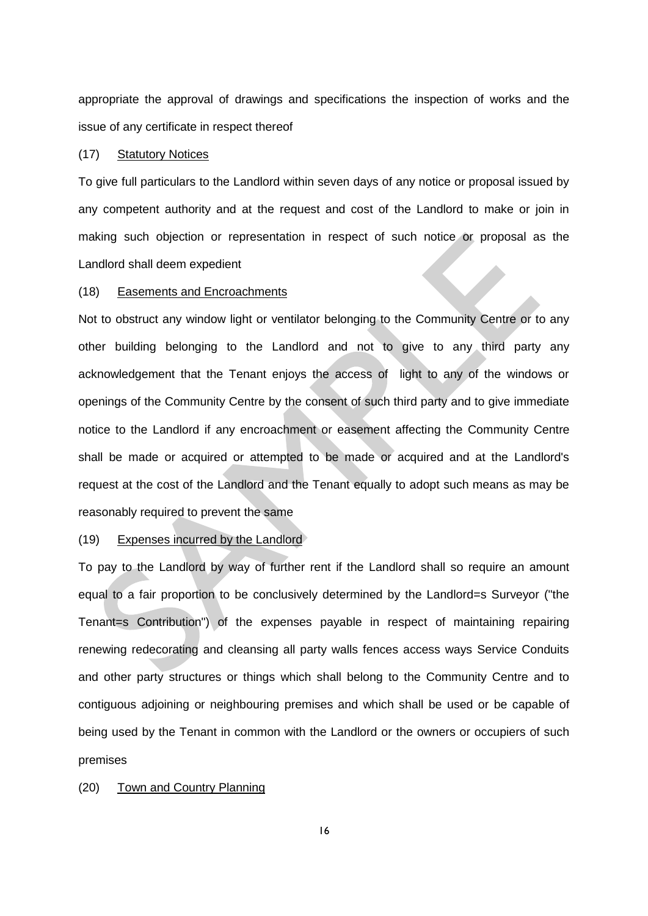appropriate the approval of drawings and specifications the inspection of works and the issue of any certificate in respect thereof

(17) Statutory Notices

To give full particulars to the Landlord within seven days of any notice or proposal issued by any competent authority and at the request and cost of the Landlord to make or join in making such objection or representation in respect of such notice or proposal as the Landlord shall deem expedient

(18) Easements and Encroachments

Not to obstruct any window light or ventilator belonging to the Community Centre or to any other building belonging to the Landlord and not to give to any third party any acknowledgement that the Tenant enjoys the access of light to any of the windows or openings of the Community Centre by the consent of such third party and to give immediate notice to the Landlord if any encroachment or easement affecting the Community Centre shall be made or acquired or attempted to be made or acquired and at the Landlord's request at the cost of the Landlord and the Tenant equally to adopt such means as may be reasonably required to prevent the same

(19) Expenses incurred by the Landlord

To pay to the Landlord by way of further rent if the Landlord shall so require an amount equal to a fair proportion to be conclusively determined by the Landlord=s Surveyor ("the Tenant=s Contribution") of the expenses payable in respect of maintaining repairing renewing redecorating and cleansing all party walls fences access ways Service Conduits and other party structures or things which shall belong to the Community Centre and to contiguous adjoining or neighbouring premises and which shall be used or be capable of being used by the Tenant in common with the Landlord or the owners or occupiers of such premises

(20) Town and Country Planning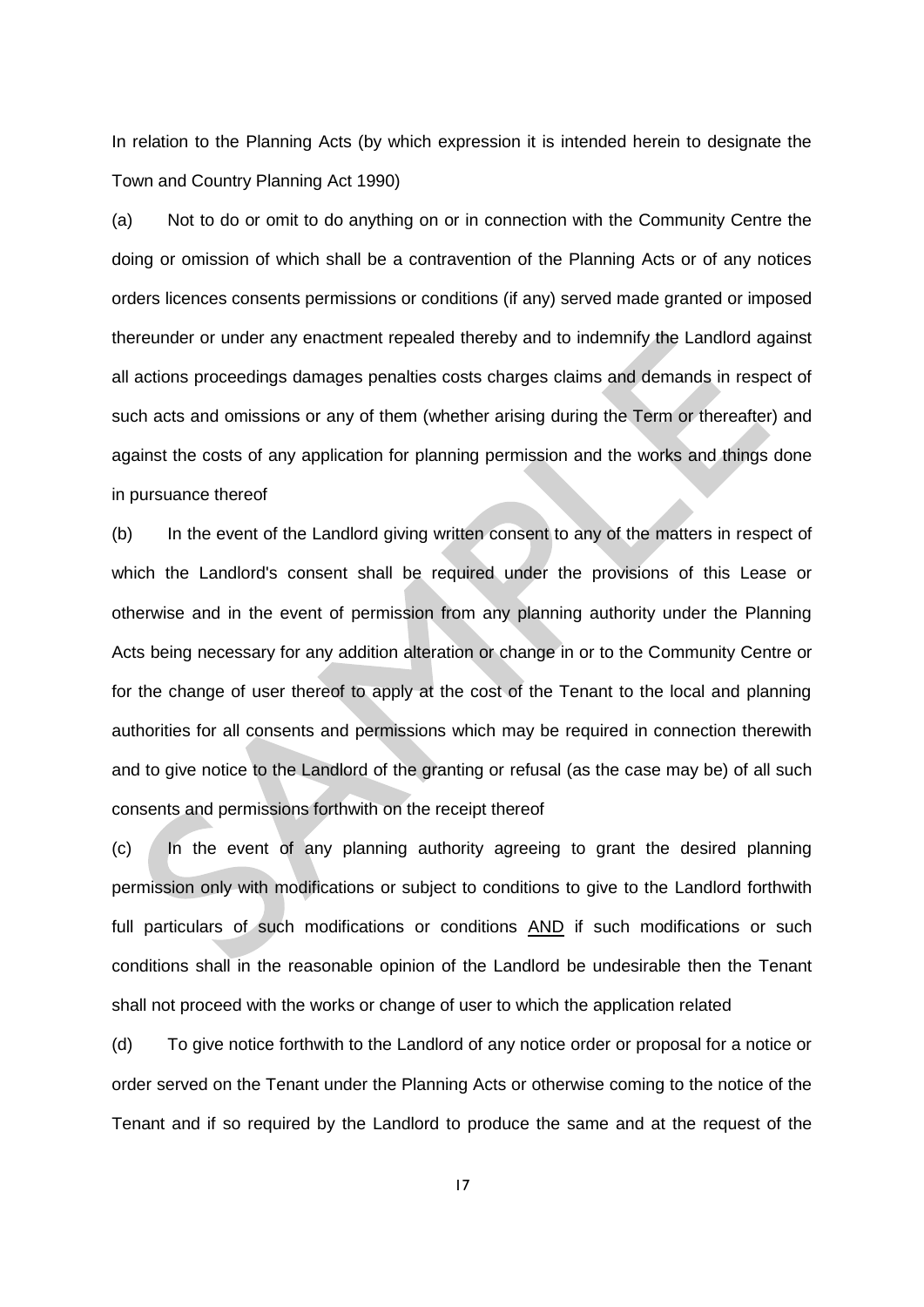In relation to the Planning Acts (by which expression it is intended herein to designate the Town and Country Planning Act 1990)

(a) Not to do or omit to do anything on or in connection with the Community Centre the doing or omission of which shall be a contravention of the Planning Acts or of any notices orders licences consents permissions or conditions (if any) served made granted or imposed thereunder or under any enactment repealed thereby and to indemnify the Landlord against all actions proceedings damages penalties costs charges claims and demands in respect of such acts and omissions or any of them (whether arising during the Term or thereafter) and against the costs of any application for planning permission and the works and things done in pursuance thereof

(b) In the event of the Landlord giving written consent to any of the matters in respect of which the Landlord's consent shall be required under the provisions of this Lease or otherwise and in the event of permission from any planning authority under the Planning Acts being necessary for any addition alteration or change in or to the Community Centre or for the change of user thereof to apply at the cost of the Tenant to the local and planning authorities for all consents and permissions which may be required in connection therewith and to give notice to the Landlord of the granting or refusal (as the case may be) of all such consents and permissions forthwith on the receipt thereof

(c) In the event of any planning authority agreeing to grant the desired planning permission only with modifications or subject to conditions to give to the Landlord forthwith full particulars of such modifications or conditions <u>AND</u> if such modifications or such conditions shall in the reasonable opinion of the Landlord be undesirable then the Tenant shall not proceed with the works or change of user to which the application related

(d) To give notice forthwith to the Landlord of any notice order or proposal for a notice or order served on the Tenant under the Planning Acts or otherwise coming to the notice of the Tenant and if so required by the Landlord to produce the same and at the request of the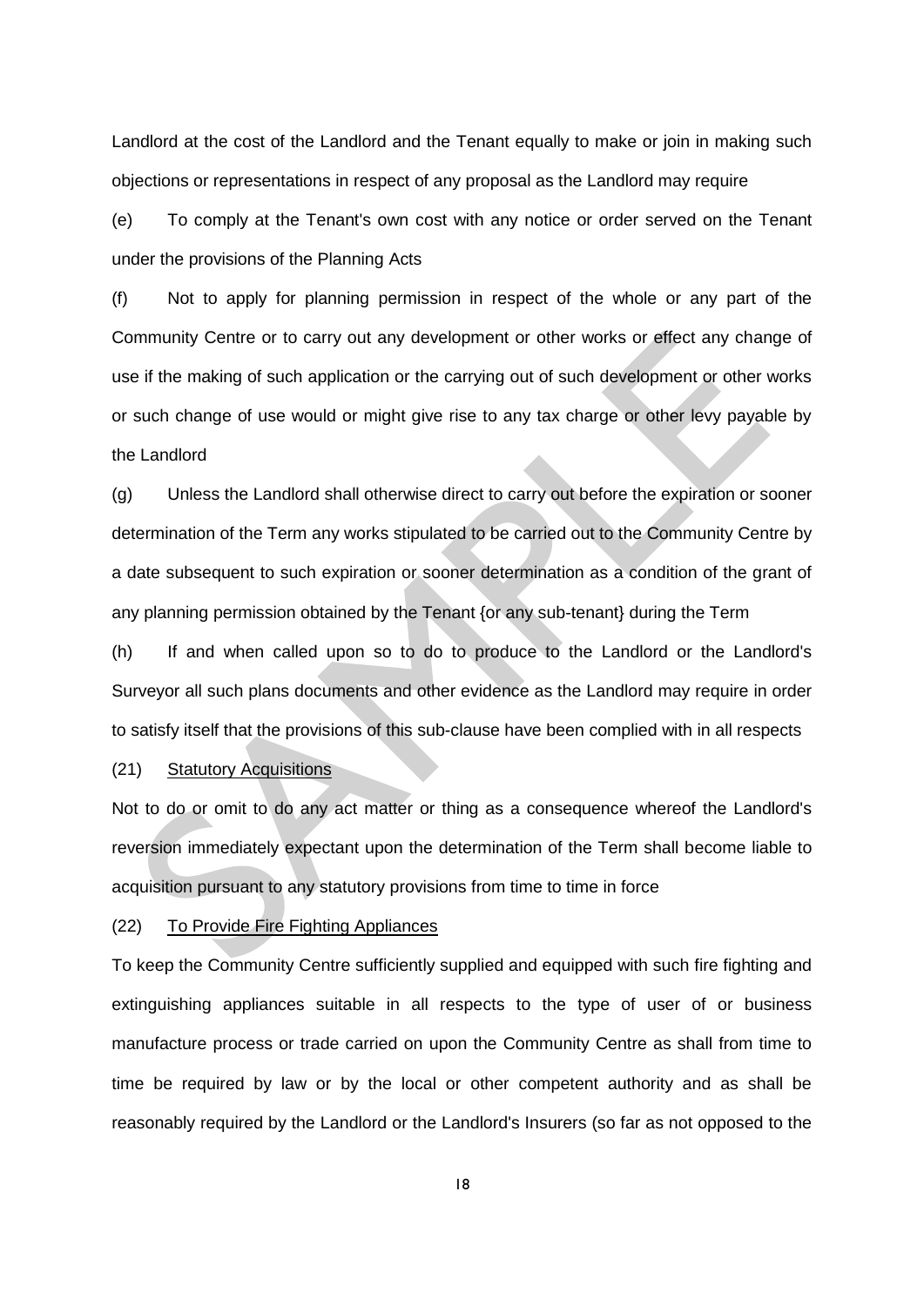Landlord at the cost of the Landlord and the Tenant equally to make or join in making such objections or representations in respect of any proposal as the Landlord may require

(e) To comply at the Tenant's own cost with any notice or order served on the Tenant under the provisions of the Planning Acts

(f) Not to apply for planning permission in respect of the whole or any part of the Community Centre or to carry out any development or other works or effect any change of use if the making of such application or the carrying out of such development or other works or such change of use would or might give rise to any tax charge or other levy payable by the Landlord

(g) Unless the Landlord shall otherwise direct to carry out before the expiration or sooner determination of the Term any works stipulated to be carried out to the Community Centre by a date subsequent to such expiration or sooner determination as a condition of the grant of any planning permission obtained by the Tenant {or any sub-tenant} during the Term

(h) If and when called upon so to do to produce to the Landlord or the Landlord's Surveyor all such plans documents and other evidence as the Landlord may require in order to satisfy itself that the provisions of this sub-clause have been complied with in all respects

(21) Statutory Acquisitions

Not to do or omit to do any act matter or thing as a consequence whereof the Landlord's reversion immediately expectant upon the determination of the Term shall become liable to acquisition pursuant to any statutory provisions from time to time in force

(22) To Provide Fire Fighting Appliances

To keep the Community Centre sufficiently supplied and equipped with such fire fighting and extinguishing appliances suitable in all respects to the type of user of or business manufacture process or trade carried on upon the Community Centre as shall from time to time be required by law or by the local or other competent authority and as shall be reasonably required by the Landlord or the Landlord's Insurers (so far as not opposed to the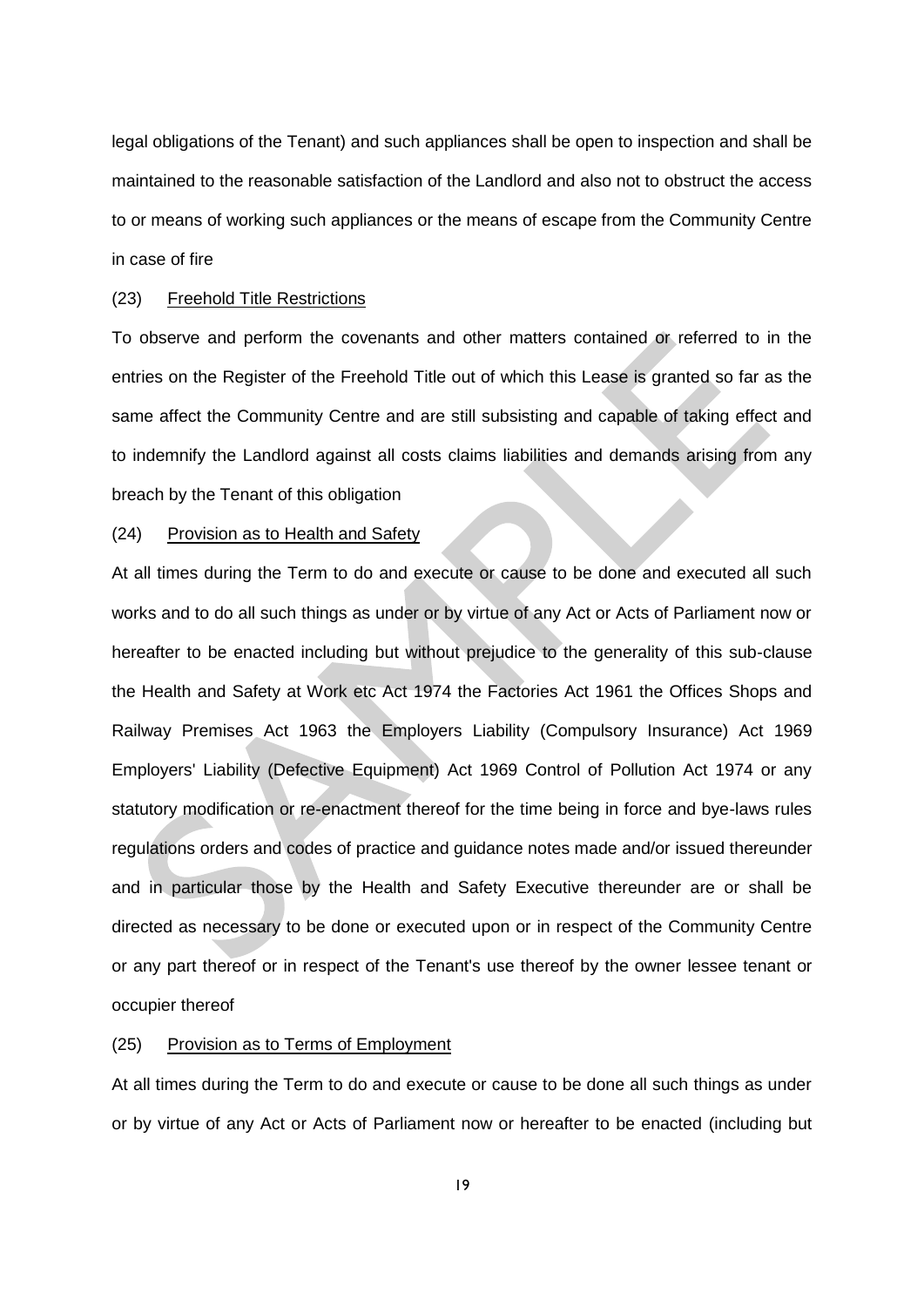legal obligations of the Tenant) and such appliances shall be open to inspection and shall be maintained to the reasonable satisfaction of the Landlord and also not to obstruct the access to or means of working such appliances or the means of escape from the Community Centre in case of fire

(23) Freehold Title Restrictions

To observe and perform the covenants and other matters contained or referred to in the entries on the Register of the Freehold Title out of which this Lease is granted so far as the same affect the Community Centre and are still subsisting and capable of taking effect and to indemnify the Landlord against all costs claims liabilities and demands arising from any breach by the Tenant of this obligation

(24) Provision as to Health and Safety

At all times during the Term to do and execute or cause to be done and executed all such works and to do all such things as under or by virtue of any Act or Acts of Parliament now or hereafter to be enacted including but without prejudice to the generality of this sub-clause the Health and Safety at Work etc Act 1974 the Factories Act 1961 the Offices Shops and Railway Premises Act 1963 the Employers Liability (Compulsory Insurance) Act 1969 Employers' Liability (Defective Equipment) Act 1969 Control of Pollution Act 1974 or any statutory modification or re-enactment thereof for the time being in force and bye-laws rules regulations orders and codes of practice and guidance notes made and/or issued thereunder and in particular those by the Health and Safety Executive thereunder are or shall be directed as necessary to be done or executed upon or in respect of the Community Centre or any part thereof or in respect of the Tenant's use thereof by the owner lessee tenant or occupier thereof

(25) Provision as to Terms of Employment

At all times during the Term to do and execute or cause to be done all such things as under or by virtue of any Act or Acts of Parliament now or hereafter to be enacted (including but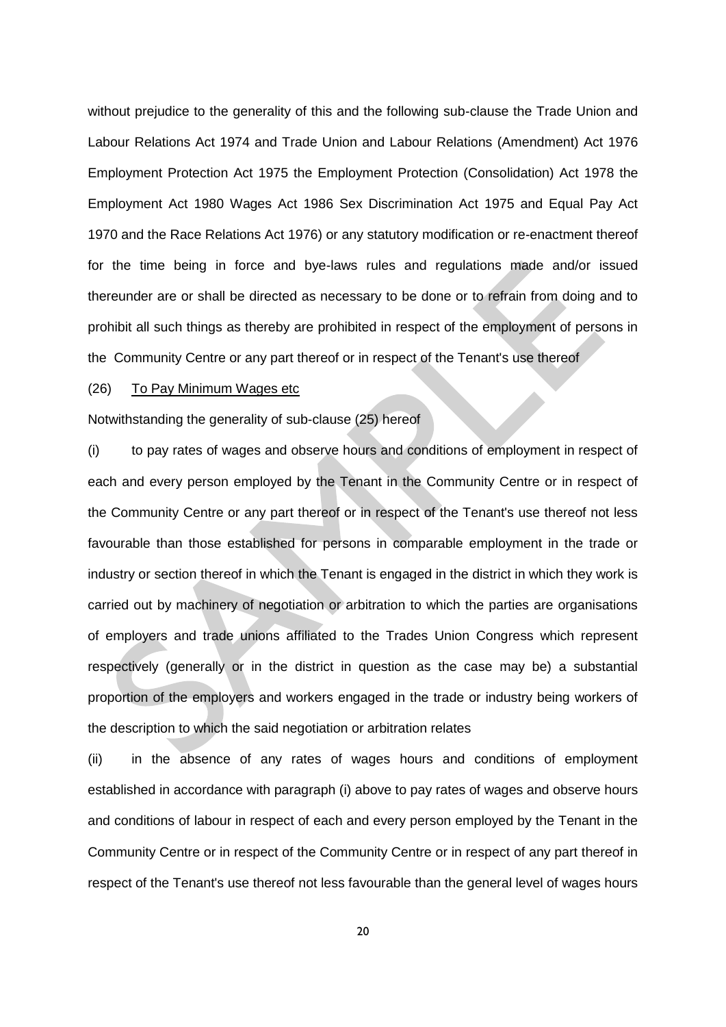without prejudice to the generality of this and the following sub-clause the Trade Union and Labour Relations Act 1974 and Trade Union and Labour Relations (Amendment) Act 1976 Employment Protection Act 1975 the Employment Protection (Consolidation) Act 1978 the Employment Act 1980 Wages Act 1986 Sex Discrimination Act 1975 and Equal Pay Act 1970 and the Race Relations Act 1976) or any statutory modification or re-enactment thereof for the time being in force and bye-laws rules and regulations made and/or issued thereunder are or shall be directed as necessary to be done or to refrain from doing and to prohibit all such things as thereby are prohibited in respect of the employment of persons in the Community Centre or any part thereof or in respect of the Tenant's use thereof

(26) <u>To Pay Minimum Wages etc</u>

Notwithstanding the generality of sub-clause (25) hereof

(i) to pay rates of wages and observe hours and conditions of employment in respect of each and every person employed by the Tenant in the Community Centre or in respect of the Community Centre or any part thereof or in respect of the Tenant's use thereof not less favourable than those established for persons in comparable employment in the trade or industry or section thereof in which the Tenant is engaged in the district in which they work is carried out by machinery of negotiation or arbitration to which the parties are organisations of employers and trade unions affiliated to the Trades Union Congress which represent respectively (generally or in the district in question as the case may be) a substantial proportion of the employers and workers engaged in the trade or industry being workers of the description to which the said negotiation or arbitration relates

(ii) in the absence of any rates of wages hours and conditions of employment established in accordance with paragraph (i) above to pay rates of wages and observe hours and conditions of labour in respect of each and every person employed by the Tenant in the Community Centre or in respect of the Community Centre or in respect of any part thereof in respect of the Tenant's use thereof not less favourable than the general level of wages hours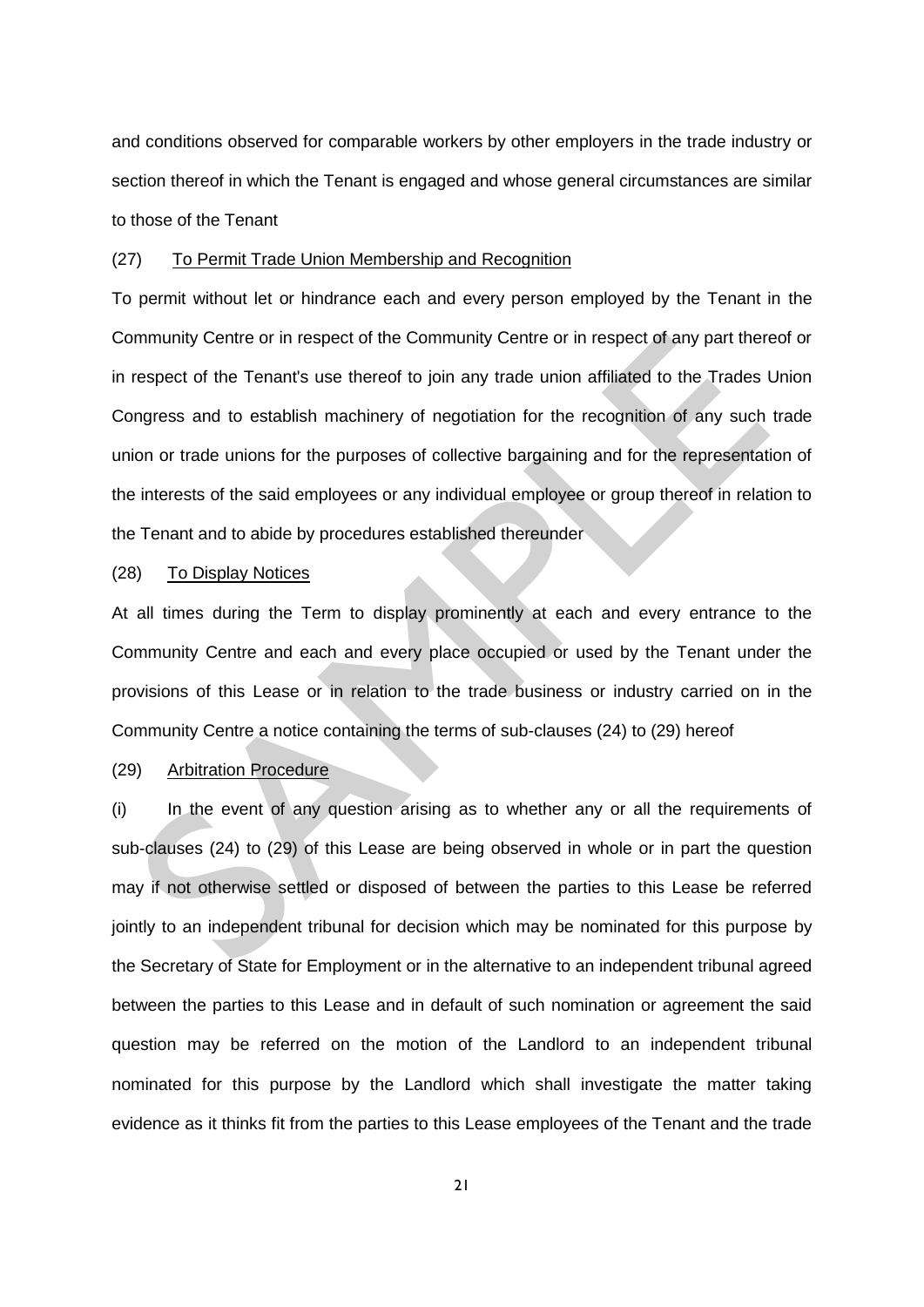and conditions observed for comparable workers by other employers in the trade industry or section thereof in which the Tenant is engaged and whose general circumstances are similar to those of the Tenant

(27) To Permit Trade Union Membership and Recognition

To permit without let or hindrance each and every person employed by the Tenant in the Community Centre or in respect of the Community Centre or in respect of any part thereof or in respect of the Tenant's use thereof to join any trade union affiliated to the Trades Union Congress and to establish machinery of negotiation for the recognition of any such trade union or trade unions for the purposes of collective bargaining and for the representation of the interests of the said employees or any individual employee or group thereof in relation to the Tenant and to abide by procedures established thereunder

(28) To Display Notices

At all times during the Term to display prominently at each and every entrance to the Community Centre and each and every place occupied or used by the Tenant under the provisions of this Lease or in relation to the trade business or industry carried on in the Community Centre a notice containing the terms of sub-clauses (24) to (29) hereof

(29) Arbitration Procedure

(i) In the event of any question arising as to whether any or all the requirements of sub-clauses (24) to (29) of this Lease are being observed in whole or in part the question may if not otherwise settled or disposed of between the parties to this Lease be referred jointly to an independent tribunal for decision which may be nominated for this purpose by the Secretary of State for Employment or in the alternative to an independent tribunal agreed between the parties to this Lease and in default of such nomination or agreement the said question may be referred on the motion of the Landlord to an independent tribunal nominated for this purpose by the Landlord which shall investigate the matter taking evidence as it thinks fit from the parties to this Lease employees of the Tenant and the trade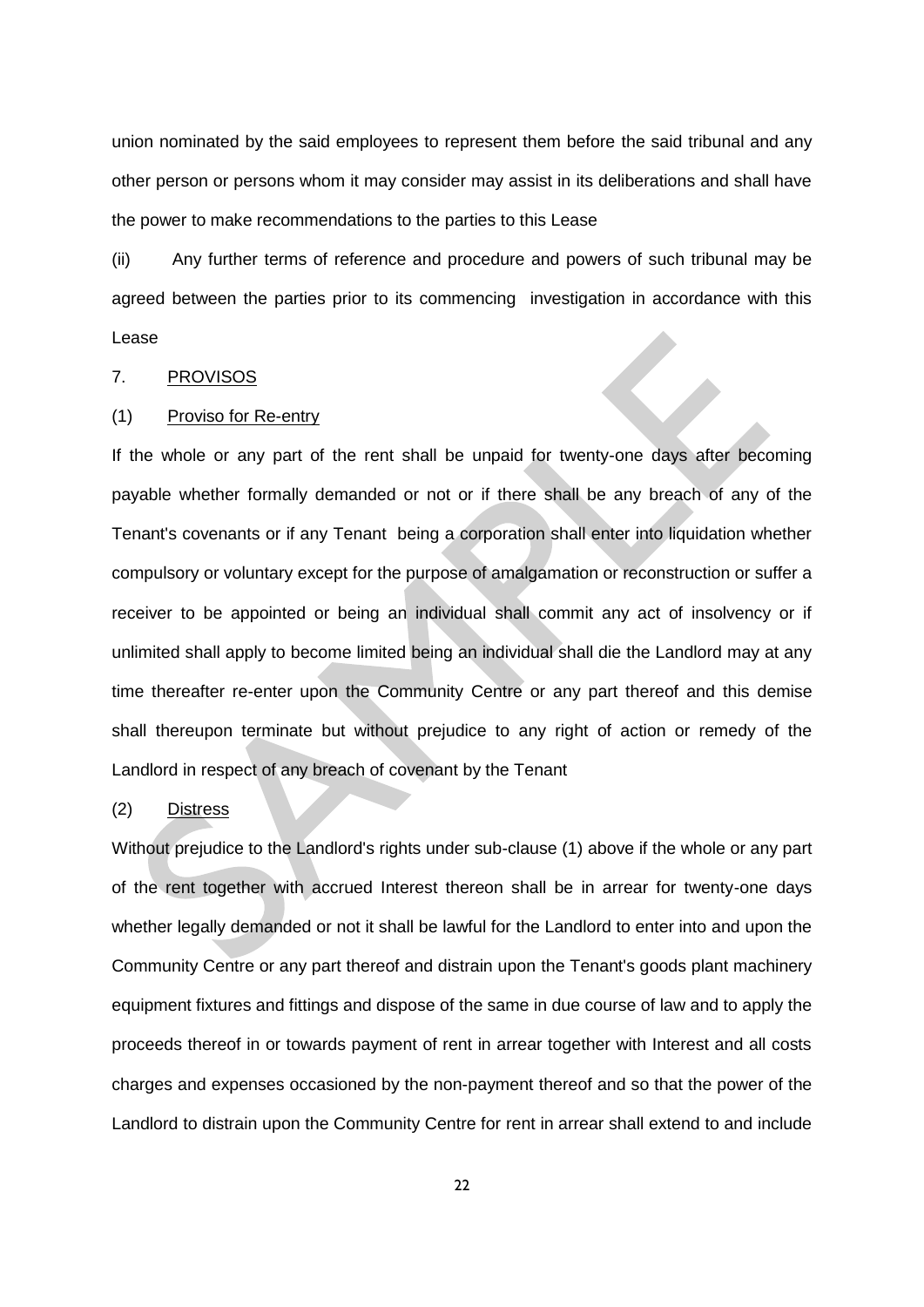union nominated by the said employees to represent them before the said tribunal and any other person or persons whom it may consider may assist in its deliberations and shall have the power to make recommendations to the parties to this Lease

(ii) Any further terms of reference and procedure and powers of such tribunal may be agreed between the parties prior to its commencing investigation in accordance with this Lease

7. PROVISOS

(1) Proviso for Re-entry

If the whole or any part of the rent shall be unpaid for twenty-one days after becoming payable whether formally demanded or not or if there shall be any breach of any of the Tenant's covenants or if any Tenant being a corporation shall enter into liquidation whether compulsory or voluntary except for the purpose of amalgamation or reconstruction or suffer a receiver to be appointed or being an individual shall commit any act of insolvency or if unlimited shall apply to become limited being an individual shall die the Landlord may at any time thereafter re-enter upon the Community Centre or any part thereof and this demise shall thereupon terminate but without prejudice to any right of action or remedy of the Landlord in respect of any breach of covenant by the Tenant

(2) Distress

Without prejudice to the Landlord's rights under sub-clause (1) above if the whole or any part of the rent together with accrued Interest thereon shall be in arrear for twenty-one days whether legally demanded or not it shall be lawful for the Landlord to enter into and upon the Community Centre or any part thereof and distrain upon the Tenant's goods plant machinery equipment fixtures and fittings and dispose of the same in due course of law and to apply the proceeds thereof in or towards payment of rent in arrear together with Interest and all costs charges and expenses occasioned by the non-payment thereof and so that the power of the Landlord to distrain upon the Community Centre for rent in arrear shall extend to and include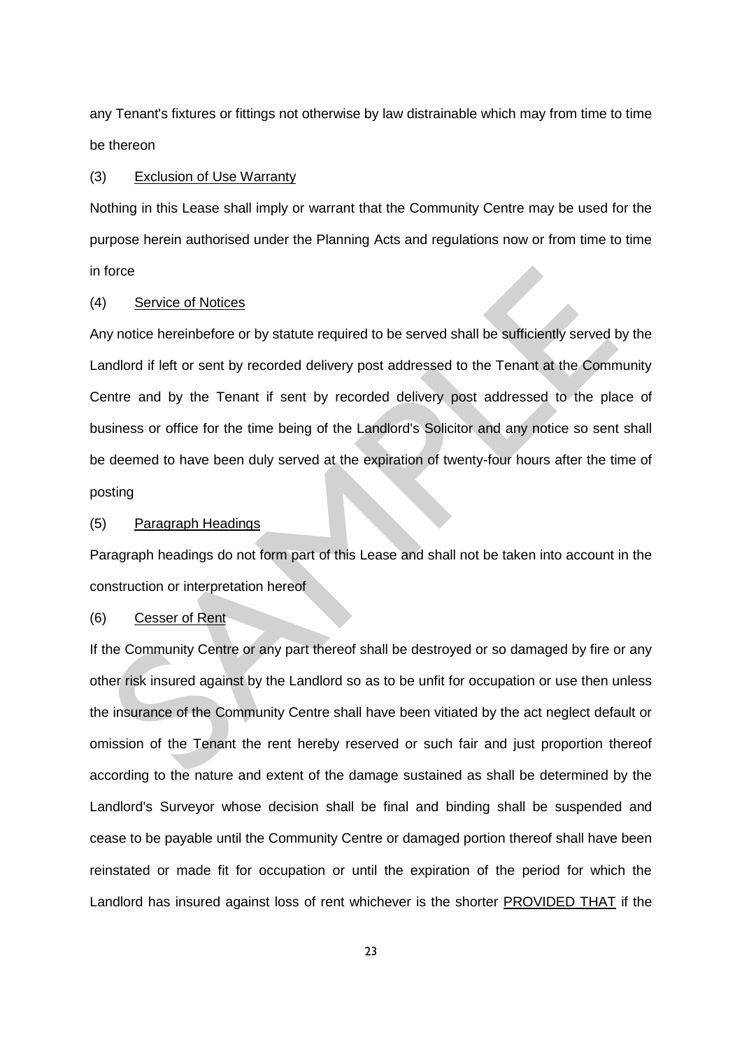any Tenant's fixtures or fittings not otherwise by law distrainable which may from time to time be thereon

(3) Exclusion of Use Warranty

Nothing in this Lease shall imply or warrant that the Community Centre may be used for the purpose herein authorised under the Planning Acts and regulations now or from time to time in force

(4) Service of Notices

Any notice hereinbefore or by statute required to be served shall be sufficiently served by the Landlord if left or sent by recorded delivery post addressed to the Tenant at the Community Centre and by the Tenant if sent by recorded delivery post addressed to the place of business or office for the time being of the Landlord's Solicitor and any notice so sent shall be deemed to have been duly served at the expiration of twenty-four hours after the time of posting

(5) Paragraph Headings

Paragraph headings do not form part of this Lease and shall not be taken into account in the construction or interpretation hereof

(6) Cesser of Rent

If the Community Centre or any part thereof shall be destroyed or so damaged by fire or any other risk insured against by the Landlord so as to be unfit for occupation or use then unless the insurance of the Community Centre shall have been vitiated by the act neglect default or omission of the Tenant the rent hereby reserved or such fair and just proportion thereof according to the nature and extent of the damage sustained as shall be determined by the Landlord's Surveyor whose decision shall be final and binding shall be suspended and cease to be payable until the Community Centre or damaged portion thereof shall have been reinstated or made fit for occupation or until the expiration of the period for which the Landlord has insured against loss of rent whichever is the shorter PROVIDED THAT if the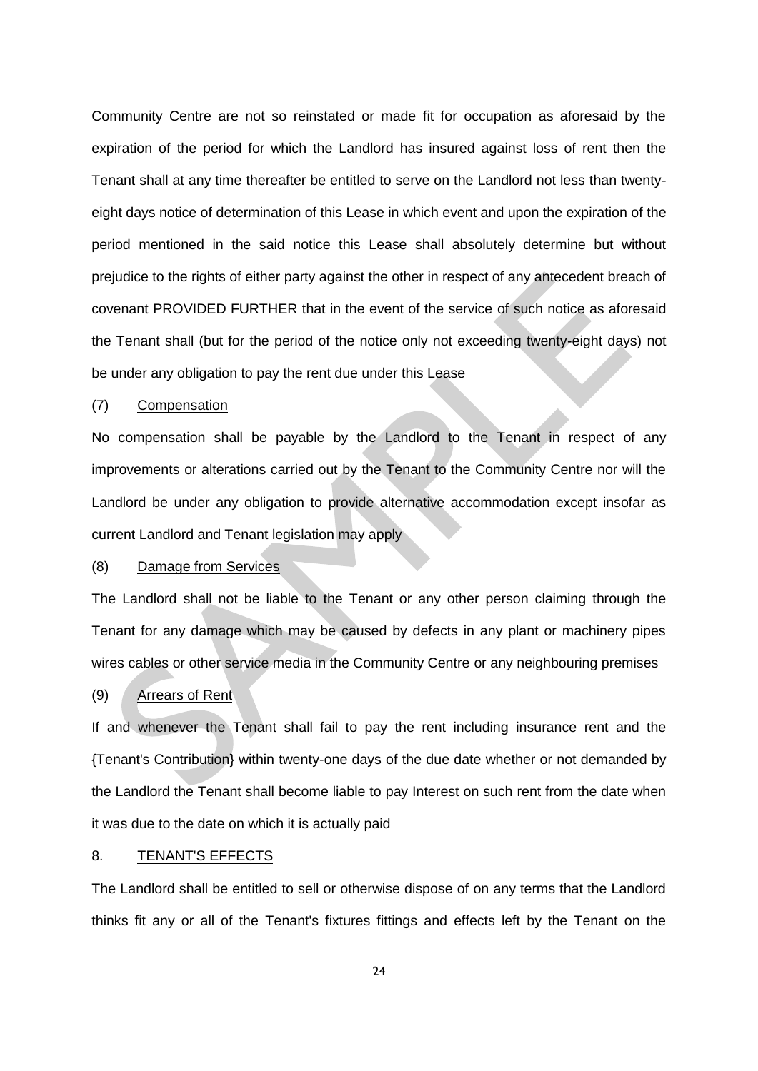Community Centre are not so reinstated or made fit for occupation as aforesaid by the expiration of the period for which the Landlord has insured against loss of rent then the Tenant shall at any time thereafter be entitled to serve on the Landlord not less than twenty-eight days notice of determination of this Lease in which event and upon the expiration of the period mentioned in the said notice this Lease shall absolutely determine but without prejudice to the rights of either party against the other in respect of any antecedent breach of covenant <u>PROVIDED FURTHER</u> that in the event of the service of such notice as aforesaid the Tenant shall (but for the period of the notice only not exceeding twenty-eight days) not be under any obligation to pay the rent due under this Lease

(7) <u>Compensation</u>

No compensation shall be payable by the Landlord to the Tenant in respect of any improvements or alterations carried out by the Tenant to the Community Centre nor will the Landlord be under any obligation to provide alternative accommodation except insofar as current Landlord and Tenant legislation may apply

(8) <u>Damage from Services</u>

The Landlord shall not be liable to the Tenant or any other person claiming through the Tenant for any damage which may be caused by defects in any plant or machinery pipes wires cables or other service media in the Community Centre or any neighbouring premises

(9) <u>Arrears of Rent</u>

If and whenever the Tenant shall fail to pay the rent including insurance rent and the {Tenant's Contribution} within twenty-one days of the due date whether or not demanded by the Landlord the Tenant shall become liable to pay Interest on such rent from the date when it was due to the date on which it is actually paid

8. <u>TENANT'S EFFECTS</u>

The Landlord shall be entitled to sell or otherwise dispose of on any terms that the Landlord thinks fit any or all of the Tenant's fixtures fittings and effects left by the Tenant on the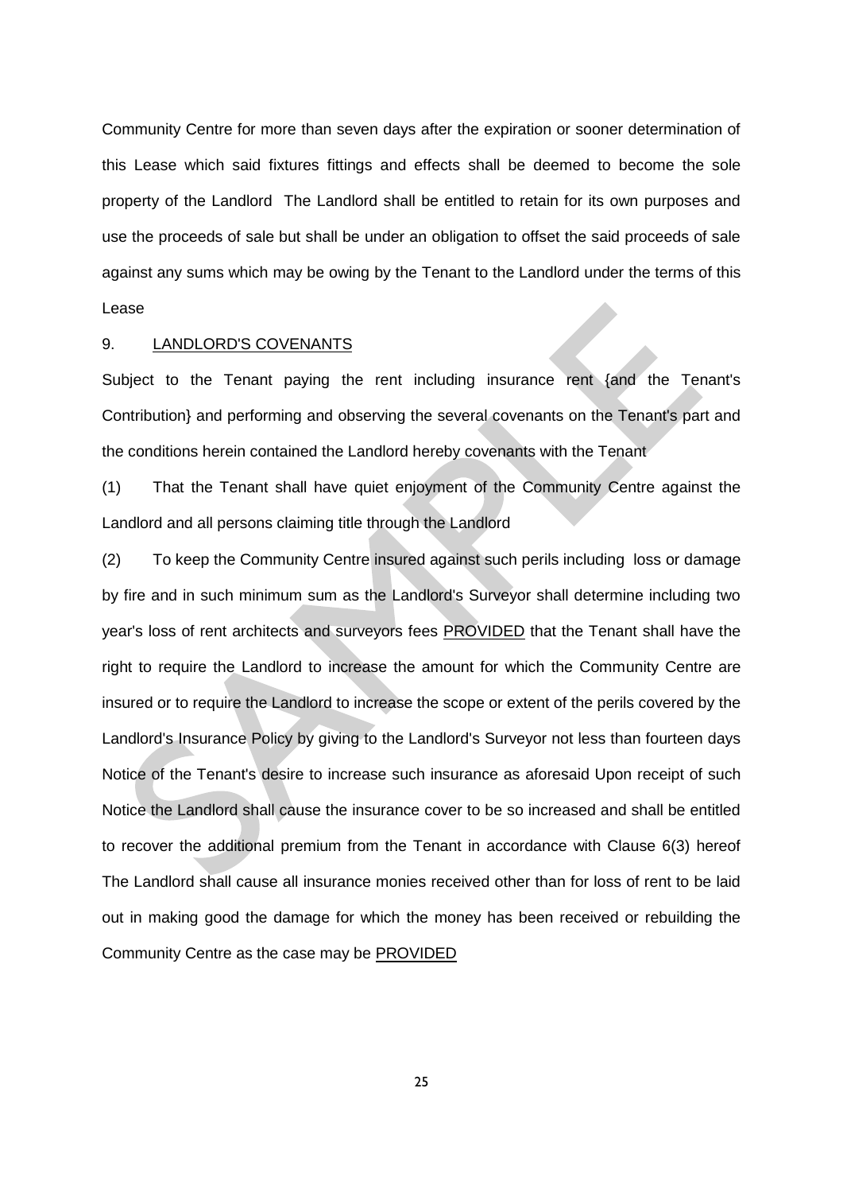Community Centre for more than seven days after the expiration or sooner determination of this Lease which said fixtures fittings and effects shall be deemed to become the sole property of the Landlord The Landlord shall be entitled to retain for its own purposes and use the proceeds of sale but shall be under an obligation to offset the said proceeds of sale against any sums which may be owing by the Tenant to the Landlord under the terms of this Lease

9. <u>LANDLORD'S COVENANTS</u>

Subject to the Tenant paying the rent including insurance rent {and the Tenant's Contribution} and performing and observing the several covenants on the Tenant's part and the conditions herein contained the Landlord hereby covenants with the Tenant

(1) That the Tenant shall have quiet enjoyment of the Community Centre against the Landlord and all persons claiming title through the Landlord

(2) To keep the Community Centre insured against such perils including loss or damage by fire and in such minimum sum as the Landlord's Surveyor shall determine including two year's loss of rent architects and surveyors fees <u>PROVIDED</u> that the Tenant shall have the right to require the Landlord to increase the amount for which the Community Centre are insured or to require the Landlord to increase the scope or extent of the perils covered by the Landlord's Insurance Policy by giving to the Landlord's Surveyor not less than fourteen days Notice of the Tenant's desire to increase such insurance as aforesaid Upon receipt of such Notice the Landlord shall cause the insurance cover to be so increased and shall be entitled to recover the additional premium from the Tenant in accordance with Clause 6(3) hereof The Landlord shall cause all insurance monies received other than for loss of rent to be laid out in making good the damage for which the money has been received or rebuilding the Community Centre as the case may be <u>PROVIDED</u>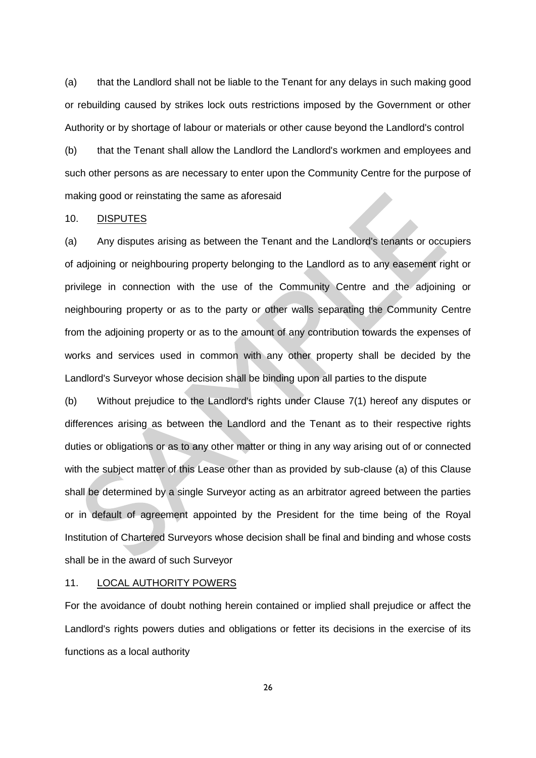(a) that the Landlord shall not be liable to the Tenant for any delays in such making good or rebuilding caused by strikes lock outs restrictions imposed by the Government or other Authority or by shortage of labour or materials or other cause beyond the Landlord's control

(b) that the Tenant shall allow the Landlord the Landlord's workmen and employees and such other persons as are necessary to enter upon the Community Centre for the purpose of making good or reinstating the same as aforesaid

10. <u>DISPUTES</u>

(a) Any disputes arising as between the Tenant and the Landlord's tenants or occupiers of adjoining or neighbouring property belonging to the Landlord as to any easement right or privilege in connection with the use of the Community Centre and the adjoining or neighbouring property or as to the party or other walls separating the Community Centre from the adjoining property or as to the amount of any contribution towards the expenses of works and services used in common with any other property shall be decided by the Landlord's Surveyor whose decision shall be binding upon all parties to the dispute

(b) Without prejudice to the Landlord's rights under Clause 7(1) hereof any disputes or differences arising as between the Landlord and the Tenant as to their respective rights duties or obligations or as to any other matter or thing in any way arising out of or connected with the subject matter of this Lease other than as provided by sub-clause (a) of this Clause shall be determined by a single Surveyor acting as an arbitrator agreed between the parties or in default of agreement appointed by the President for the time being of the Royal Institution of Chartered Surveyors whose decision shall be final and binding and whose costs shall be in the award of such Surveyor

11. <u>LOCAL AUTHORITY POWERS</u>

For the avoidance of doubt nothing herein contained or implied shall prejudice or affect the Landlord's rights powers duties and obligations or fetter its decisions in the exercise of its functions as a local authority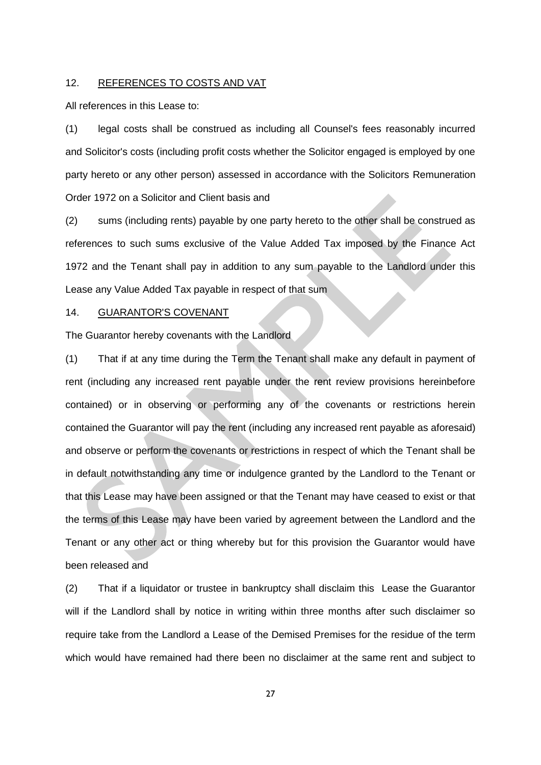12. <u>REFERENCES TO COSTS AND VAT</u>

All references in this Lease to:

(1) legal costs shall be construed as including all Counsel's fees reasonably incurred and Solicitor's costs (including profit costs whether the Solicitor engaged is employed by one party hereto or any other person) assessed in accordance with the Solicitors Remuneration Order 1972 on a Solicitor and Client basis and

(2) sums (including rents) payable by one party hereto to the other shall be construed as references to such sums exclusive of the Value Added Tax imposed by the Finance Act 1972 and the Tenant shall pay in addition to any sum payable to the Landlord under this Lease any Value Added Tax payable in respect of that sum

14. <u>GUARANTOR'S COVENANT</u>

The Guarantor hereby covenants with the Landlord

(1) That if at any time during the Term the Tenant shall make any default in payment of rent (including any increased rent payable under the rent review provisions hereinbefore contained) or in observing or performing any of the covenants or restrictions herein contained the Guarantor will pay the rent (including any increased rent payable as aforesaid) and observe or perform the covenants or restrictions in respect of which the Tenant shall be in default notwithstanding any time or indulgence granted by the Landlord to the Tenant or that this Lease may have been assigned or that the Tenant may have ceased to exist or that the terms of this Lease may have been varied by agreement between the Landlord and the Tenant or any other act or thing whereby but for this provision the Guarantor would have been released and

(2) That if a liquidator or trustee in bankruptcy shall disclaim this Lease the Guarantor will if the Landlord shall by notice in writing within three months after such disclaimer so require take from the Landlord a Lease of the Demised Premises for the residue of the term which would have remained had there been no disclaimer at the same rent and subject to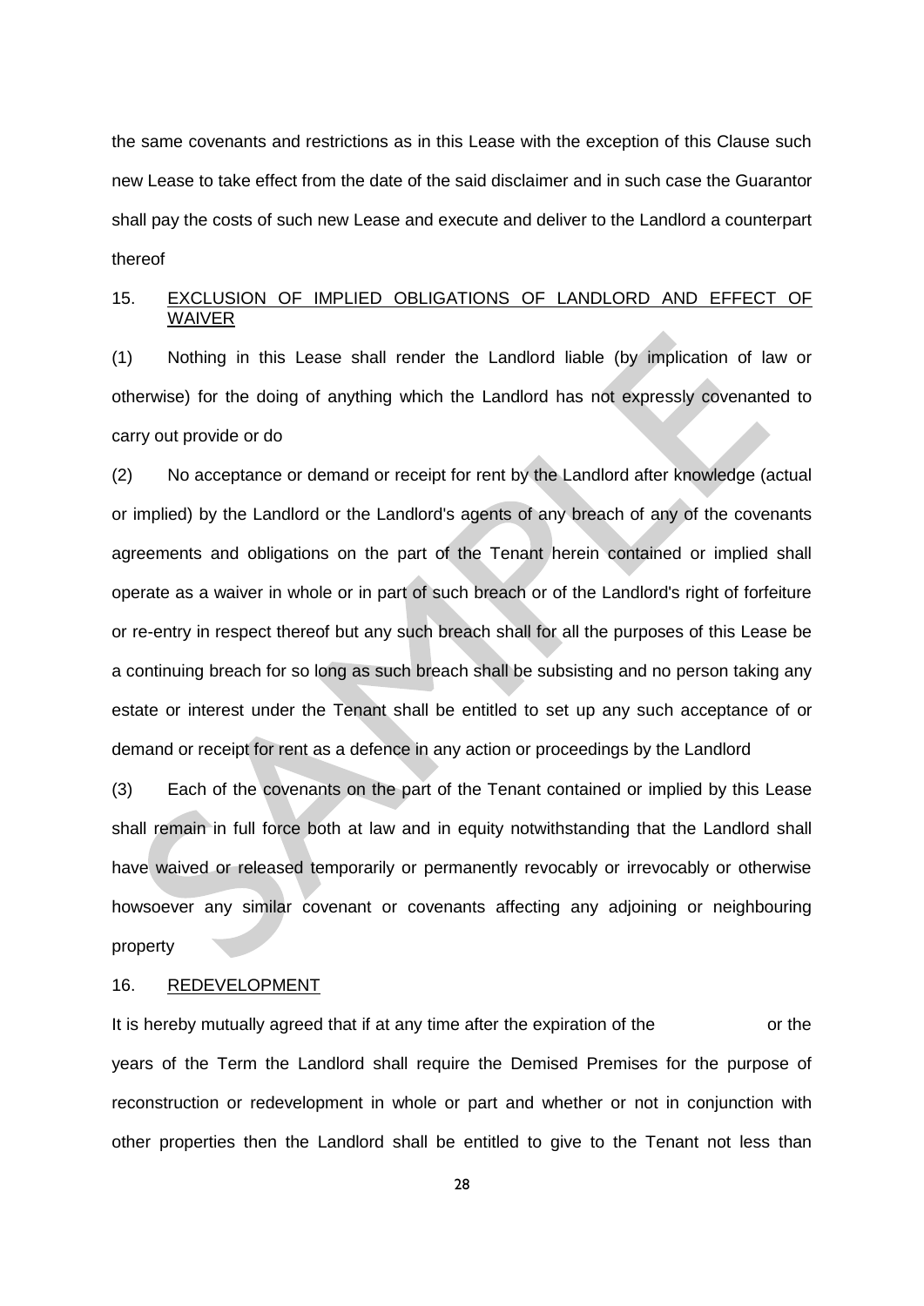the same covenants and restrictions as in this Lease with the exception of this Clause such new Lease to take effect from the date of the said disclaimer and in such case the Guarantor shall pay the costs of such new Lease and execute and deliver to the Landlord a counterpart thereof

15. EXCLUSION OF IMPLIED OBLIGATIONS OF LANDLORD AND EFFECT OF WAIVER

(1) Nothing in this Lease shall render the Landlord liable (by implication of law or otherwise) for the doing of anything which the Landlord has not expressly covenanted to carry out provide or do

(2) No acceptance or demand or receipt for rent by the Landlord after knowledge (actual or implied) by the Landlord or the Landlord's agents of any breach of any of the covenants agreements and obligations on the part of the Tenant herein contained or implied shall operate as a waiver in whole or in part of such breach or of the Landlord's right of forfeiture or re-entry in respect thereof but any such breach shall for all the purposes of this Lease be a continuing breach for so long as such breach shall be subsisting and no person taking any estate or interest under the Tenant shall be entitled to set up any such acceptance of or demand or receipt for rent as a defence in any action or proceedings by the Landlord

(3) Each of the covenants on the part of the Tenant contained or implied by this Lease shall remain in full force both at law and in equity notwithstanding that the Landlord shall have waived or released temporarily or permanently revocably or irrevocably or otherwise howsoever any similar covenant or covenants affecting any adjoining or neighbouring property

16. REDEVELOPMENT

It is hereby mutually agreed that if at any time after the expiration of the or the years of the Term the Landlord shall require the Demised Premises for the purpose of reconstruction or redevelopment in whole or part and whether or not in conjunction with other properties then the Landlord shall be entitled to give to the Tenant not less than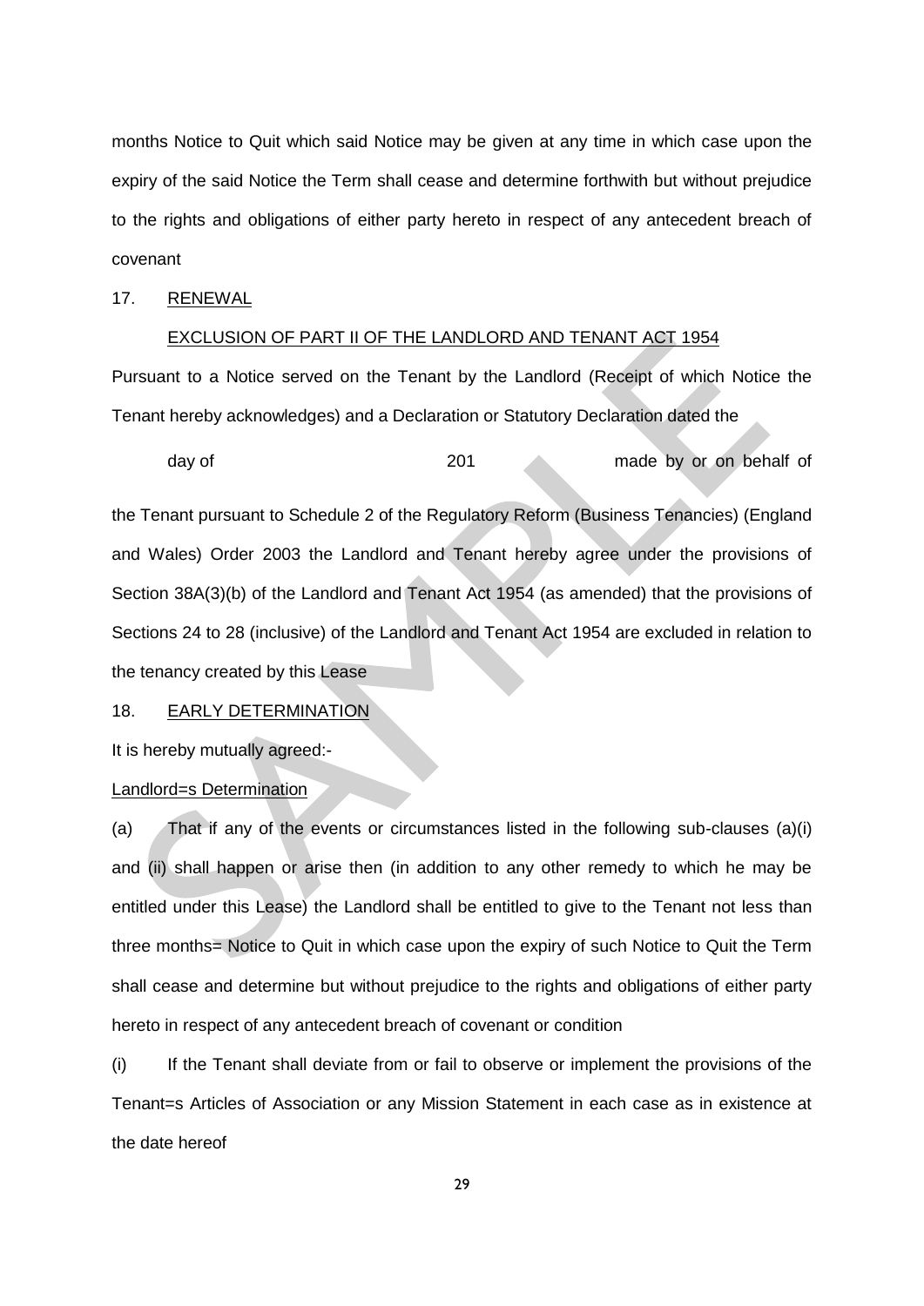months Notice to Quit which said Notice may be given at any time in which case upon the expiry of the said Notice the Term shall cease and determine forthwith but without prejudice to the rights and obligations of either party hereto in respect of any antecedent breach of covenant

17. RENEWAL

EXCLUSION OF PART II OF THE LANDLORD AND TENANT ACT 1954

Pursuant to a Notice served on the Tenant by the Landlord (Receipt of which Notice the Tenant hereby acknowledges) and a Declaration or Statutory Declaration dated the

day of 201 made by or on behalf of

the Tenant pursuant to Schedule 2 of the Regulatory Reform (Business Tenancies) (England and Wales) Order 2003 the Landlord and Tenant hereby agree under the provisions of Section 38A(3)(b) of the Landlord and Tenant Act 1954 (as amended) that the provisions of Sections 24 to 28 (inclusive) of the Landlord and Tenant Act 1954 are excluded in relation to the tenancy created by this Lease

18. EARLY DETERMINATION

It is hereby mutually agreed:-

Landlord=s Determination

(a) That if any of the events or circumstances listed in the following sub-clauses (a)(i) and (ii) shall happen or arise then (in addition to any other remedy to which he may be entitled under this Lease) the Landlord shall be entitled to give to the Tenant not less than three months= Notice to Quit in which case upon the expiry of such Notice to Quit the Term shall cease and determine but without prejudice to the rights and obligations of either party hereto in respect of any antecedent breach of covenant or condition

(i) If the Tenant shall deviate from or fail to observe or implement the provisions of the Tenant=s Articles of Association or any Mission Statement in each case as in existence at the date hereof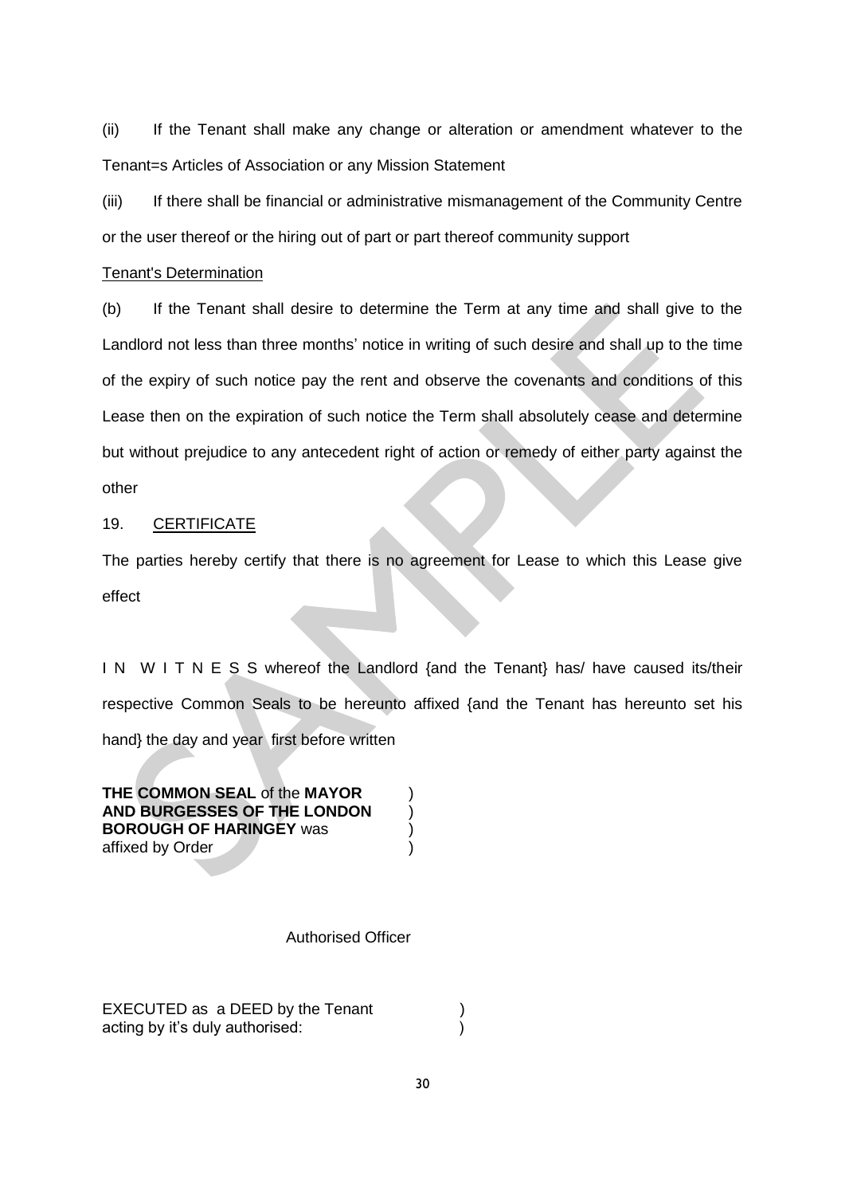(ii) If the Tenant shall make any change or alteration or amendment whatever to the Tenant=s Articles of Association or any Mission Statement

(iii) If there shall be financial or administrative mismanagement of the Community Centre or the user thereof or the hiring out of part or part thereof community support

Tenant's Determination

(b) If the Tenant shall desire to determine the Term at any time and shall give to the Landlord not less than three months' notice in writing of such desire and shall up to the time of the expiry of such notice pay the rent and observe the covenants and conditions of this Lease then on the expiration of such notice the Term shall absolutely cease and determine but without prejudice to any antecedent right of action or remedy of either party against the other

19. CERTIFICATE

The parties hereby certify that there is no agreement for Lease to which this Lease give effect

I N W I T N E S S whereof the Landlord {and the Tenant} has/ have caused its/their respective Common Seals to be hereunto affixed {and the Tenant has hereunto set his hand} the day and year first before written

**THE COMMON SEAL** of the **MAYOR** )
**AND BURGESSES OF THE LONDON** )
**BOROUGH OF HARINGEY** was )
affixed by Order )

Authorised Officer

EXECUTED as a DEED by the Tenant )
acting by it's duly authorised: )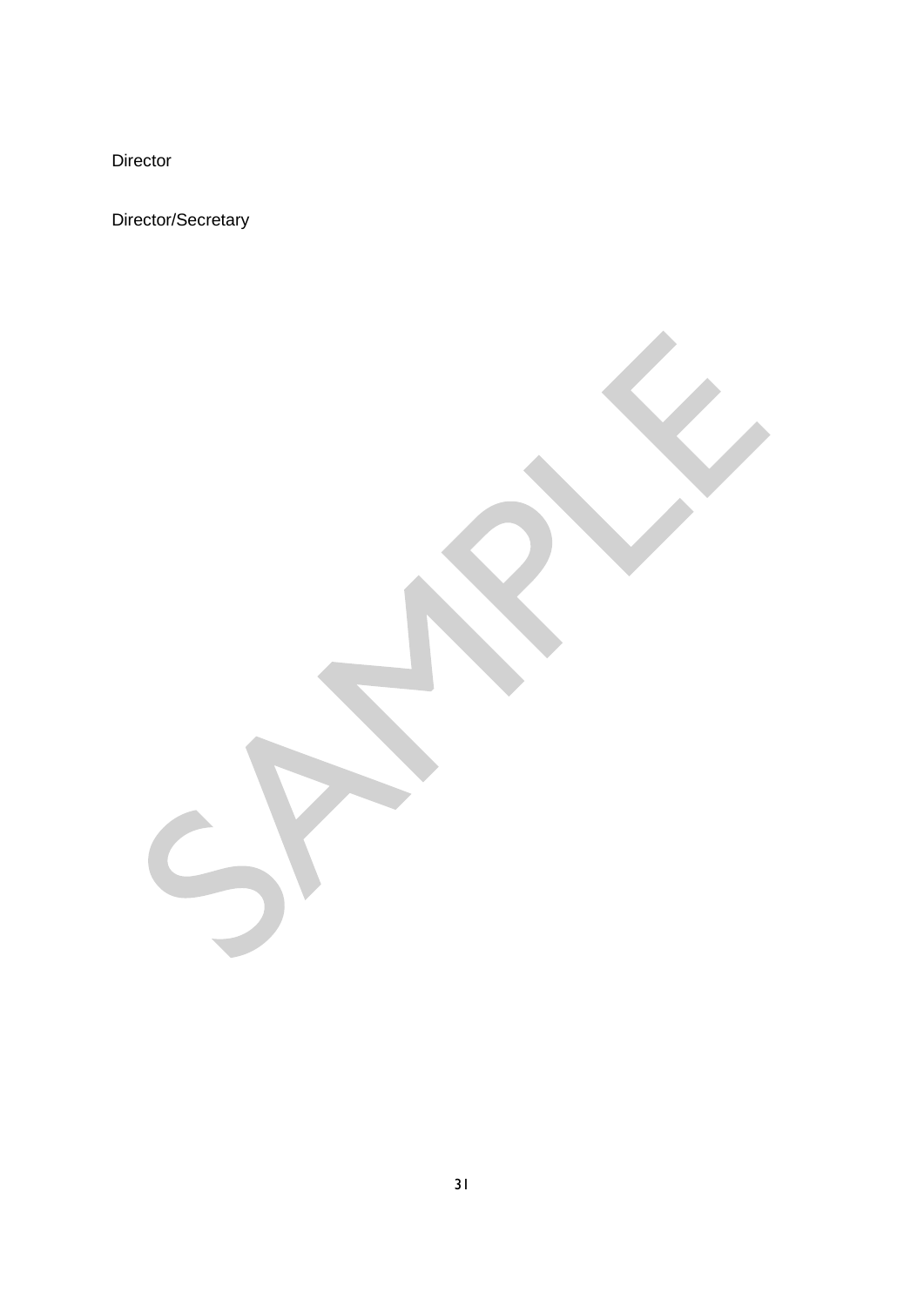Director

Director/Secretary

SAMPLE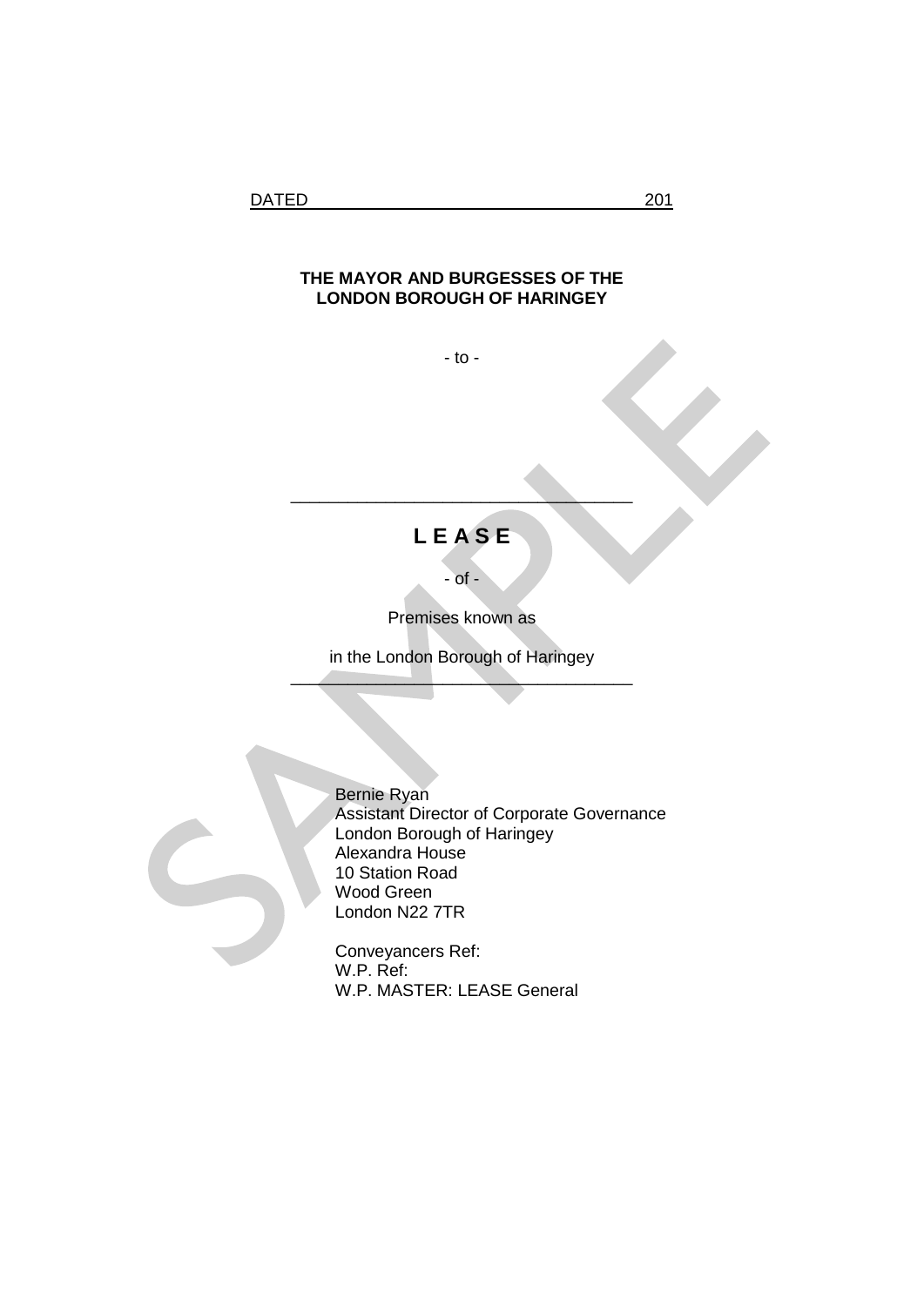DATED 201

**THE MAYOR AND BURGESSES OF THE LONDON BOROUGH OF HARINGEY**

- to -

---

# L E A S E

- of -

Premises known as

in the London Borough of Haringey

---

Bernie Ryan
Assistant Director of Corporate Governance
London Borough of Haringey
Alexandra House
10 Station Road
Wood Green
London N22 7TR

Conveyancers Ref:
W.P. Ref:
W.P. MASTER: LEASE General